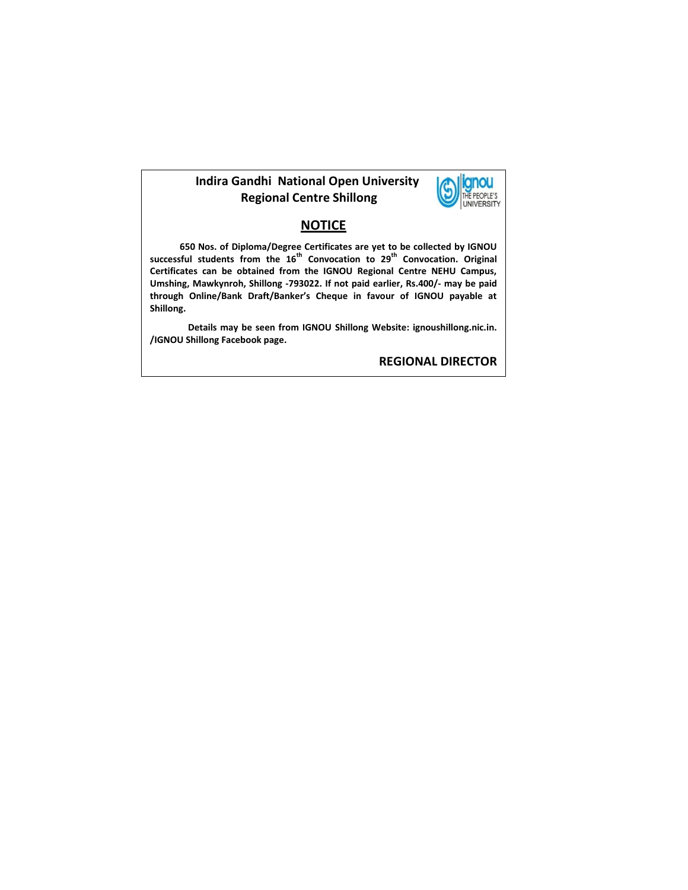**Indira Gandhi National Open University**
**Regional Centre Shillong**

## NOTICE

**650 Nos. of Diploma/Degree Certificates are yet to be collected by IGNOU successful students from the 16th Convocation to 29th Convocation. Original Certificates can be obtained from the IGNOU Regional Centre NEHU Campus, Umshing, Mawkynroh, Shillong -793022. If not paid earlier, Rs.400/- may be paid through Online/Bank Draft/Banker's Cheque in favour of IGNOU payable at Shillong.**

**Details may be seen from IGNOU Shillong Website: ignoushillong.nic.in. /IGNOU Shillong Facebook page.**

**REGIONAL DIRECTOR**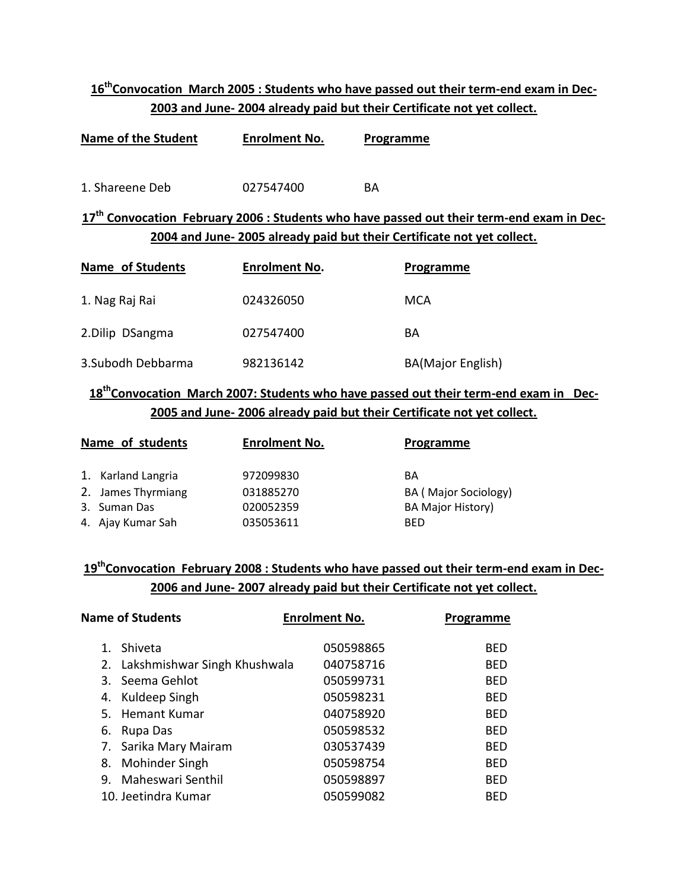**16th Convocation March 2005 : Students who have passed out their term-end exam in Dec-2003 and June- 2004 already paid but their Certificate not yet collect.**

| Name of the Student | Enrolment No. | Programme |
|---|---|---|
| 1. Shareene Deb | 027547400 | BA |

**17th Convocation February 2006 : Students who have passed out their term-end exam in Dec-2004 and June- 2005 already paid but their Certificate not yet collect.**

| Name of Students | Enrolment No. | Programme |
|---|---|---|
| 1. Nag Raj Rai | 024326050 | MCA |
| 2.Dilip DSangma | 027547400 | BA |
| 3.Subodh Debbarma | 982136142 | BA(Major English) |

**18th Convocation March 2007: Students who have passed out their term-end exam in Dec-2005 and June- 2006 already paid but their Certificate not yet collect.**

| Name of students | Enrolment No. | Programme |
|---|---|---|
| 1. Karland Langria | 972099830 | BA |
| 2. James Thyrmiang | 031885270 | BA ( Major Sociology) |
| 3. Suman Das | 020052359 | BA Major History) |
| 4. Ajay Kumar Sah | 035053611 | BED |

**19th Convocation February 2008 : Students who have passed out their term-end exam in Dec-2006 and June- 2007 already paid but their Certificate not yet collect.**

| Name of Students | Enrolment No. | Programme |
|---|---|---|
| 1. Shiveta | 050598865 | BED |
| 2. Lakshmishwar Singh Khushwala | 040758716 | BED |
| 3. Seema Gehlot | 050599731 | BED |
| 4. Kuldeep Singh | 050598231 | BED |
| 5. Hemant Kumar | 040758920 | BED |
| 6. Rupa Das | 050598532 | BED |
| 7. Sarika Mary Mairam | 030537439 | BED |
| 8. Mohinder Singh | 050598754 | BED |
| 9. Maheswari Senthil | 050598897 | BED |
| 10. Jeetindra Kumar | 050599082 | BED |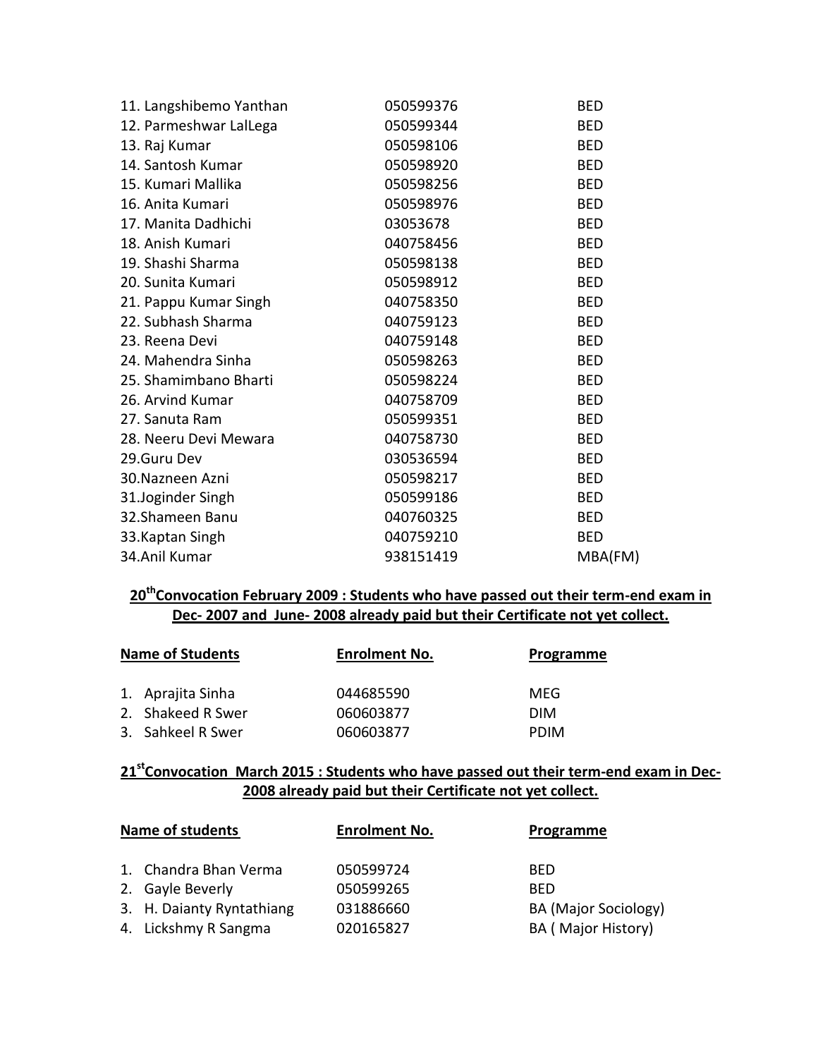| | | |
|---|---|---|
| 11. Langshibemo Yanthan | 050599376 | BED |
| 12. Parmeshwar LalLega | 050599344 | BED |
| 13. Raj Kumar | 050598106 | BED |
| 14. Santosh Kumar | 050598920 | BED |
| 15. Kumari Mallika | 050598256 | BED |
| 16. Anita Kumari | 050598976 | BED |
| 17. Manita Dadhichi | 03053678 | BED |
| 18. Anish Kumari | 040758456 | BED |
| 19. Shashi Sharma | 050598138 | BED |
| 20. Sunita Kumari | 050598912 | BED |
| 21. Pappu Kumar Singh | 040758350 | BED |
| 22. Subhash Sharma | 040759123 | BED |
| 23. Reena Devi | 040759148 | BED |
| 24. Mahendra Sinha | 050598263 | BED |
| 25. Shamimbano Bharti | 050598224 | BED |
| 26. Arvind Kumar | 040758709 | BED |
| 27. Sanuta Ram | 050599351 | BED |
| 28. Neeru Devi Mewara | 040758730 | BED |
| 29.Guru Dev | 030536594 | BED |
| 30.Nazneen Azni | 050598217 | BED |
| 31.Joginder Singh | 050599186 | BED |
| 32.Shameen Banu | 040760325 | BED |
| 33.Kaptan Singh | 040759210 | BED |
| 34.Anil Kumar | 938151419 | MBA(FM) |

**20th Convocation February 2009 : Students who have passed out their term-end exam in Dec- 2007 and June- 2008 already paid but their Certificate not yet collect.**

| Name of Students | Enrolment No. | Programme |
|---|---|---|
| 1. Aprajita Sinha | 044685590 | MEG |
| 2. Shakeed R Swer | 060603877 | DIM |
| 3. Sahkeel R Swer | 060603877 | PDIM |

**21st Convocation March 2015 : Students who have passed out their term-end exam in Dec-2008 already paid but their Certificate not yet collect.**

| Name of students | Enrolment No. | Programme |
|---|---|---|
| 1. Chandra Bhan Verma | 050599724 | BED |
| 2. Gayle Beverly | 050599265 | BED |
| 3. H. Daianty Ryntathiang | 031886660 | BA (Major Sociology) |
| 4. Lickshmy R Sangma | 020165827 | BA ( Major History) |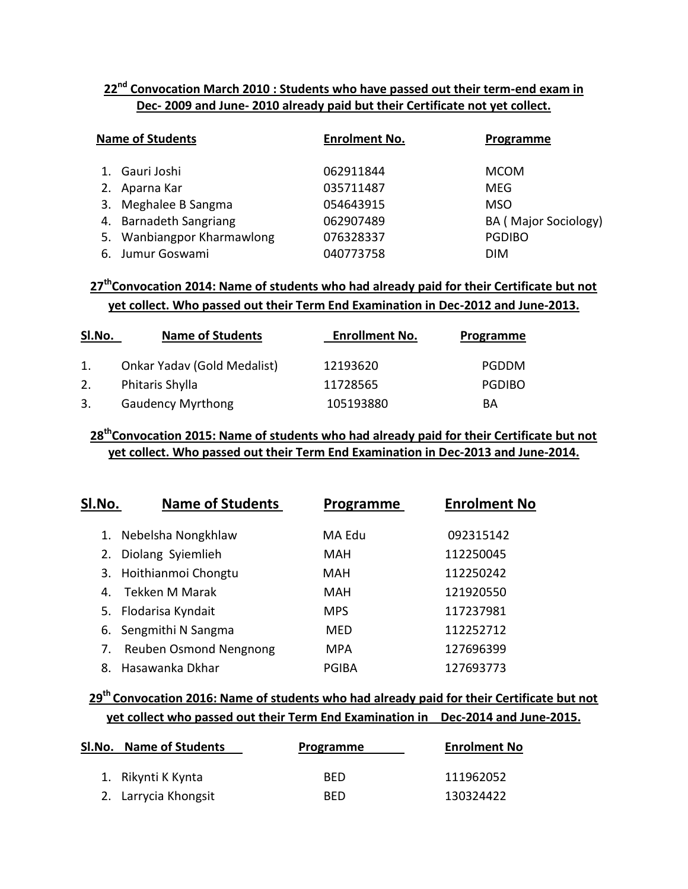**22nd Convocation March 2010 : Students who have passed out their term-end exam in Dec- 2009 and June- 2010 already paid but their Certificate not yet collect.**

| Name of Students | Enrolment No. | Programme |
|---|---|---|
| 1. Gauri Joshi | 062911844 | MCOM |
| 2. Aparna Kar | 035711487 | MEG |
| 3. Meghalee B Sangma | 054643915 | MSO |
| 4. Barnadeth Sangriang | 062907489 | BA ( Major Sociology) |
| 5. Wanbiangpor Kharmawlong | 076328337 | PGDIBO |
| 6. Jumur Goswami | 040773758 | DIM |

**27thConvocation 2014: Name of students who had already paid for their Certificate but not yet collect. Who passed out their Term End Examination in Dec-2012 and June-2013.**

| Sl.No. | Name of Students | Enrollment No. | Programme |
|---|---|---|---|
| 1. | Onkar Yadav (Gold Medalist) | 12193620 | PGDDM |
| 2. | Phitaris Shylla | 11728565 | PGDIBO |
| 3. | Gaudency Myrthong | 105193880 | BA |

**28thConvocation 2015: Name of students who had already paid for their Certificate but not yet collect. Who passed out their Term End Examination in Dec-2013 and June-2014.**

| Sl.No. | Name of Students | Programme | Enrolment No |
|---|---|---|---|
| 1. | Nebelsha Nongkhlaw | MA Edu | 092315142 |
| 2. | Diolang Syiemlieh | MAH | 112250045 |
| 3. | Hoithianmoi Chongtu | MAH | 112250242 |
| 4. | Tekken M Marak | MAH | 121920550 |
| 5. | Flodarisa Kyndait | MPS | 117237981 |
| 6. | Sengmithi N Sangma | MED | 112252712 |
| 7. | Reuben Osmond Nengnong | MPA | 127696399 |
| 8. | Hasawanka Dkhar | PGIBA | 127693773 |

**29th Convocation 2016: Name of students who had already paid for their Certificate but not yet collect who passed out their Term End Examination in Dec-2014 and June-2015.**

| Sl.No. | Name of Students | Programme | Enrolment No |
|---|---|---|---|
| 1. | Rikynti K Kynta | BED | 111962052 |
| 2. | Larrycia Khongsit | BED | 130324422 |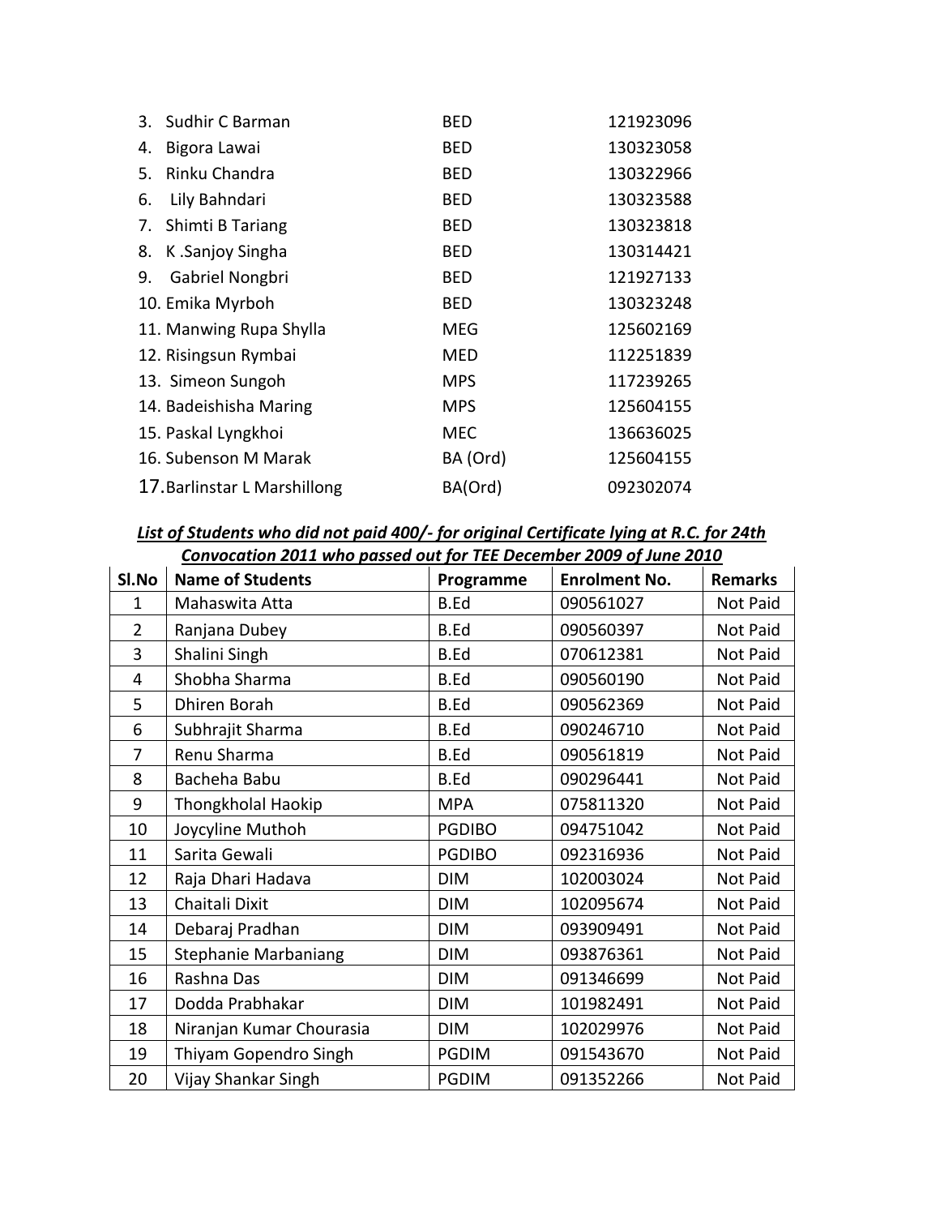3. Sudhir C Barman BED 121923096
4. Bigora Lawai BED 130323058
5. Rinku Chandra BED 130322966
6. Lily Bahndari BED 130323588
7. Shimti B Tariang BED 130323818
8. K .Sanjoy Singha BED 130314421
9. Gabriel Nongbri BED 121927133
10. Emika Myrboh BED 130323248
11. Manwing Rupa Shylla MEG 125602169
12. Risingsun Rymbai MED 112251839
13. Simeon Sungoh MPS 117239265
14. Badeishisha Maring MPS 125604155
15. Paskal Lyngkhoi MEC 136636025
16. Subenson M Marak BA (Ord) 125604155
17. Barlinstar L Marshillong BA(Ord) 092302074

***<u>List of Students who did not paid 400/- for original Certificate lying at R.C. for 24th Convocation 2011 who passed out for TEE December 2009 of June 2010</u>***

| Sl.No | Name of Students | Programme | Enrolment No. | Remarks |
|---|---|---|---|---|
| 1 | Mahaswita Atta | B.Ed | 090561027 | Not Paid |
| 2 | Ranjana Dubey | B.Ed | 090560397 | Not Paid |
| 3 | Shalini Singh | B.Ed | 070612381 | Not Paid |
| 4 | Shobha Sharma | B.Ed | 090560190 | Not Paid |
| 5 | Dhiren Borah | B.Ed | 090562369 | Not Paid |
| 6 | Subhrajit Sharma | B.Ed | 090246710 | Not Paid |
| 7 | Renu Sharma | B.Ed | 090561819 | Not Paid |
| 8 | Bacheha Babu | B.Ed | 090296441 | Not Paid |
| 9 | Thongkholal Haokip | MPA | 075811320 | Not Paid |
| 10 | Joycyline Muthoh | PGDIBO | 094751042 | Not Paid |
| 11 | Sarita Gewali | PGDIBO | 092316936 | Not Paid |
| 12 | Raja Dhari Hadava | DIM | 102003024 | Not Paid |
| 13 | Chaitali Dixit | DIM | 102095674 | Not Paid |
| 14 | Debaraj Pradhan | DIM | 093909491 | Not Paid |
| 15 | Stephanie Marbaniang | DIM | 093876361 | Not Paid |
| 16 | Rashna Das | DIM | 091346699 | Not Paid |
| 17 | Dodda Prabhakar | DIM | 101982491 | Not Paid |
| 18 | Niranjan Kumar Chourasia | DIM | 102029976 | Not Paid |
| 19 | Thiyam Gopendro Singh | PGDIM | 091543670 | Not Paid |
| 20 | Vijay Shankar Singh | PGDIM | 091352266 | Not Paid |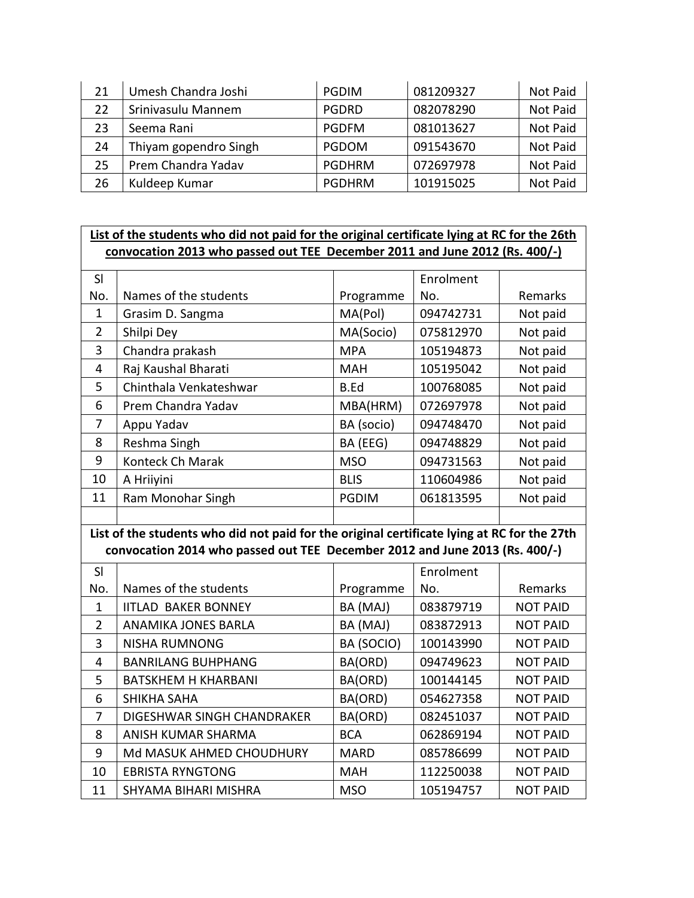| 21 | Umesh Chandra Joshi | PGDIM | 081209327 | Not Paid |
|---|---|---|---|---|
| 22 | Srinivasulu Mannem | PGDRD | 082078290 | Not Paid |
| 23 | Seema Rani | PGDFM | 081013627 | Not Paid |
| 24 | Thiyam gopendro Singh | PGDOM | 091543670 | Not Paid |
| 25 | Prem Chandra Yadav | PGDHRM | 072697978 | Not Paid |
| 26 | Kuldeep Kumar | PGDHRM | 101915025 | Not Paid |

**List of the students who did not paid for the original certificate lying at RC for the 26th convocation 2013 who passed out TEE December 2011 and June 2012 (Rs. 400/-)**

| Sl No. | Names of the students | Programme | Enrolment No. | Remarks |
|---|---|---|---|---|
| 1 | Grasim D. Sangma | MA(Pol) | 094742731 | Not paid |
| 2 | Shilpi Dey | MA(Socio) | 075812970 | Not paid |
| 3 | Chandra prakash | MPA | 105194873 | Not paid |
| 4 | Raj Kaushal Bharati | MAH | 105195042 | Not paid |
| 5 | Chinthala Venkateshwar | B.Ed | 100768085 | Not paid |
| 6 | Prem Chandra Yadav | MBA(HRM) | 072697978 | Not paid |
| 7 | Appu Yadav | BA (socio) | 094748470 | Not paid |
| 8 | Reshma Singh | BA (EEG) | 094748829 | Not paid |
| 9 | Konteck Ch Marak | MSO | 094731563 | Not paid |
| 10 | A Hriiyini | BLIS | 110604986 | Not paid |
| 11 | Ram Monohar Singh | PGDIM | 061813595 | Not paid |

**List of the students who did not paid for the original certificate lying at RC for the 27th convocation 2014 who passed out TEE December 2012 and June 2013 (Rs. 400/-)**

| Sl No. | Names of the students | Programme | Enrolment No. | Remarks |
|---|---|---|---|---|
| 1 | IITLAD BAKER BONNEY | BA (MAJ) | 083879719 | NOT PAID |
| 2 | ANAMIKA JONES BARLA | BA (MAJ) | 083872913 | NOT PAID |
| 3 | NISHA RUMNONG | BA (SOCIO) | 100143990 | NOT PAID |
| 4 | BANRILANG BUHPHANG | BA(ORD) | 094749623 | NOT PAID |
| 5 | BATSKHEM H KHARBANI | BA(ORD) | 100144145 | NOT PAID |
| 6 | SHIKHA SAHA | BA(ORD) | 054627358 | NOT PAID |
| 7 | DIGESHWAR SINGH CHANDRAKER | BA(ORD) | 082451037 | NOT PAID |
| 8 | ANISH KUMAR SHARMA | BCA | 062869194 | NOT PAID |
| 9 | Md MASUK AHMED CHOUDHURY | MARD | 085786699 | NOT PAID |
| 10 | EBRISTA RYNGTONG | MAH | 112250038 | NOT PAID |
| 11 | SHYAMA BIHARI MISHRA | MSO | 105194757 | NOT PAID |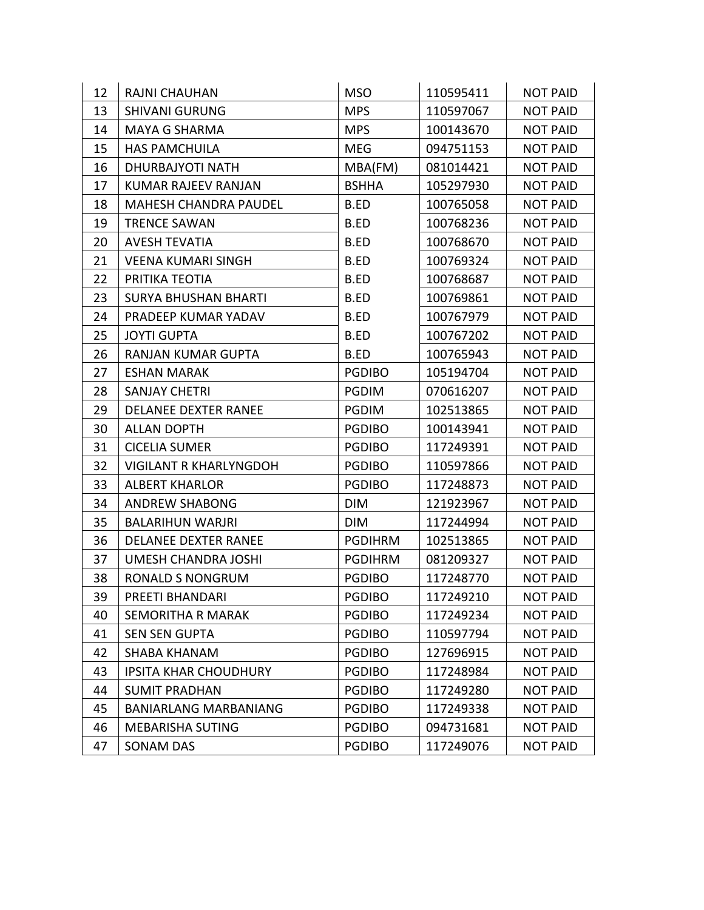| 12 | RAJNI CHAUHAN | MSO | 110595411 | NOT PAID |
|---|---|---|---|---|
| 13 | SHIVANI GURUNG | MPS | 110597067 | NOT PAID |
| 14 | MAYA G SHARMA | MPS | 100143670 | NOT PAID |
| 15 | HAS PAMCHUILA | MEG | 094751153 | NOT PAID |
| 16 | DHURBAJYOTI NATH | MBA(FM) | 081014421 | NOT PAID |
| 17 | KUMAR RAJEEV RANJAN | BSHHA | 105297930 | NOT PAID |
| 18 | MAHESH CHANDRA PAUDEL | B.ED | 100765058 | NOT PAID |
| 19 | TRENCE SAWAN | B.ED | 100768236 | NOT PAID |
| 20 | AVESH TEVATIA | B.ED | 100768670 | NOT PAID |
| 21 | VEENA KUMARI SINGH | B.ED | 100769324 | NOT PAID |
| 22 | PRITIKA TEOTIA | B.ED | 100768687 | NOT PAID |
| 23 | SURYA BHUSHAN BHARTI | B.ED | 100769861 | NOT PAID |
| 24 | PRADEEP KUMAR YADAV | B.ED | 100767979 | NOT PAID |
| 25 | JOYTI GUPTA | B.ED | 100767202 | NOT PAID |
| 26 | RANJAN KUMAR GUPTA | B.ED | 100765943 | NOT PAID |
| 27 | ESHAN MARAK | PGDIBO | 105194704 | NOT PAID |
| 28 | SANJAY CHETRI | PGDIM | 070616207 | NOT PAID |
| 29 | DELANEE DEXTER RANEE | PGDIM | 102513865 | NOT PAID |
| 30 | ALLAN DOPTH | PGDIBO | 100143941 | NOT PAID |
| 31 | CICELIA SUMER | PGDIBO | 117249391 | NOT PAID |
| 32 | VIGILANT R KHARLYNGDOH | PGDIBO | 110597866 | NOT PAID |
| 33 | ALBERT KHARLOR | PGDIBO | 117248873 | NOT PAID |
| 34 | ANDREW SHABONG | DIM | 121923967 | NOT PAID |
| 35 | BALARIHUN WARJRI | DIM | 117244994 | NOT PAID |
| 36 | DELANEE DEXTER RANEE | PGDIHRM | 102513865 | NOT PAID |
| 37 | UMESH CHANDRA JOSHI | PGDIHRM | 081209327 | NOT PAID |
| 38 | RONALD S NONGRUM | PGDIBO | 117248770 | NOT PAID |
| 39 | PREETI BHANDARI | PGDIBO | 117249210 | NOT PAID |
| 40 | SEMORITHA R MARAK | PGDIBO | 117249234 | NOT PAID |
| 41 | SEN SEN GUPTA | PGDIBO | 110597794 | NOT PAID |
| 42 | SHABA KHANAM | PGDIBO | 127696915 | NOT PAID |
| 43 | IPSITA KHAR CHOUDHURY | PGDIBO | 117248984 | NOT PAID |
| 44 | SUMIT PRADHAN | PGDIBO | 117249280 | NOT PAID |
| 45 | BANIARLANG MARBANIANG | PGDIBO | 117249338 | NOT PAID |
| 46 | MEBARISHA SUTING | PGDIBO | 094731681 | NOT PAID |
| 47 | SONAM DAS | PGDIBO | 117249076 | NOT PAID |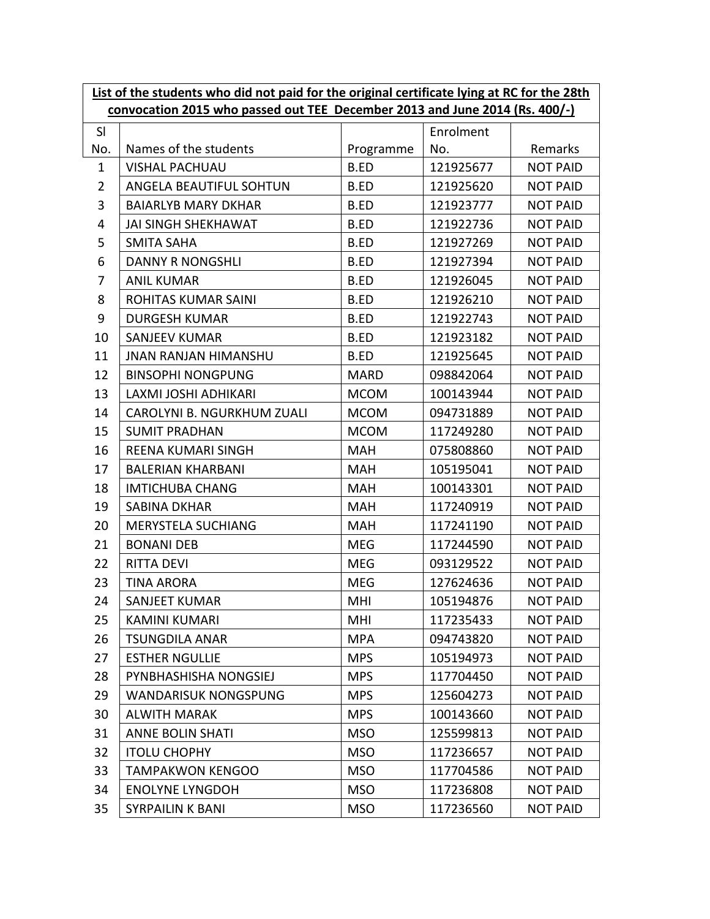**List of the students who did not paid for the original certificate lying at RC for the 28th convocation 2015 who passed out TEE December 2013 and June 2014 (Rs. 400/-)**

| Sl No. | Names of the students | Programme | Enrolment No. | Remarks |
|---|---|---|---|---|
| 1 | VISHAL PACHUAU | B.ED | 121925677 | NOT PAID |
| 2 | ANGELA BEAUTIFUL SOHTUN | B.ED | 121925620 | NOT PAID |
| 3 | BAIARLYB MARY DKHAR | B.ED | 121923777 | NOT PAID |
| 4 | JAI SINGH SHEKHAWAT | B.ED | 121922736 | NOT PAID |
| 5 | SMITA SAHA | B.ED | 121927269 | NOT PAID |
| 6 | DANNY R NONGSHLI | B.ED | 121927394 | NOT PAID |
| 7 | ANIL KUMAR | B.ED | 121926045 | NOT PAID |
| 8 | ROHITAS KUMAR SAINI | B.ED | 121926210 | NOT PAID |
| 9 | DURGESH KUMAR | B.ED | 121922743 | NOT PAID |
| 10 | SANJEEV KUMAR | B.ED | 121923182 | NOT PAID |
| 11 | JNAN RANJAN HIMANSHU | B.ED | 121925645 | NOT PAID |
| 12 | BINSOPHI NONGPUNG | MARD | 098842064 | NOT PAID |
| 13 | LAXMI JOSHI ADHIKARI | MCOM | 100143944 | NOT PAID |
| 14 | CAROLYNI B. NGURKHUM ZUALI | MCOM | 094731889 | NOT PAID |
| 15 | SUMIT PRADHAN | MCOM | 117249280 | NOT PAID |
| 16 | REENA KUMARI SINGH | MAH | 075808860 | NOT PAID |
| 17 | BALERIAN KHARBANI | MAH | 105195041 | NOT PAID |
| 18 | IMTICHUBA CHANG | MAH | 100143301 | NOT PAID |
| 19 | SABINA DKHAR | MAH | 117240919 | NOT PAID |
| 20 | MERYSTELA SUCHIANG | MAH | 117241190 | NOT PAID |
| 21 | BONANI DEB | MEG | 117244590 | NOT PAID |
| 22 | RITTA DEVI | MEG | 093129522 | NOT PAID |
| 23 | TINA ARORA | MEG | 127624636 | NOT PAID |
| 24 | SANJEET KUMAR | MHI | 105194876 | NOT PAID |
| 25 | KAMINI KUMARI | MHI | 117235433 | NOT PAID |
| 26 | TSUNGDILA ANAR | MPA | 094743820 | NOT PAID |
| 27 | ESTHER NGULLIE | MPS | 105194973 | NOT PAID |
| 28 | PYNBHASHISHA NONGSIEJ | MPS | 117704450 | NOT PAID |
| 29 | WANDARISUK NONGSPUNG | MPS | 125604273 | NOT PAID |
| 30 | ALWITH MARAK | MPS | 100143660 | NOT PAID |
| 31 | ANNE BOLIN SHATI | MSO | 125599813 | NOT PAID |
| 32 | ITOLU CHOPHY | MSO | 117236657 | NOT PAID |
| 33 | TAMPAKWON KENGOO | MSO | 117704586 | NOT PAID |
| 34 | ENOLYNE LYNGDOH | MSO | 117236808 | NOT PAID |
| 35 | SYRPAILIN K BANI | MSO | 117236560 | NOT PAID |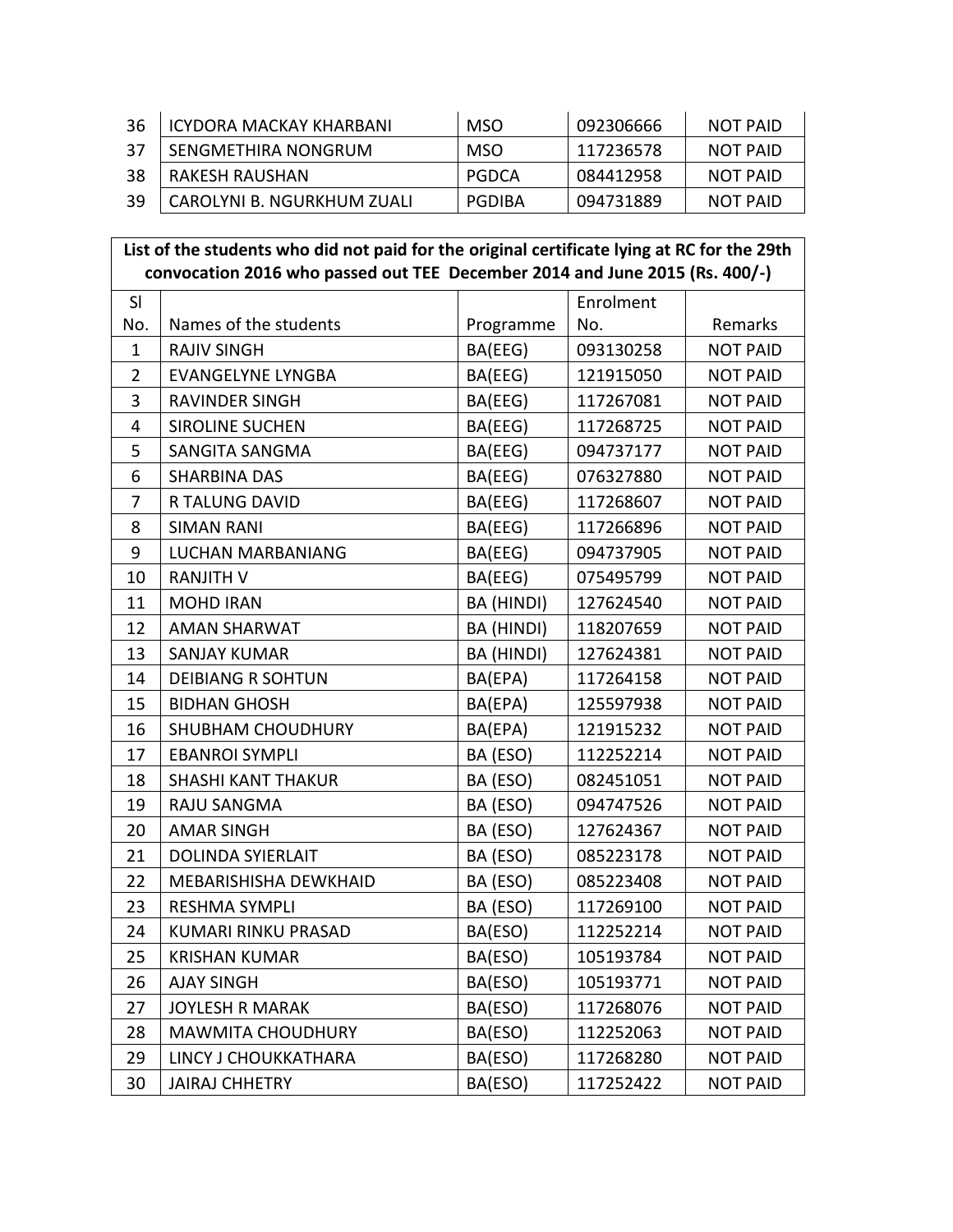| 36 | ICYDORA MACKAY KHARBANI | MSO | 092306666 | NOT PAID |
|---|---|---|---|---|
| 37 | SENGMETHIRA NONGRUM | MSO | 117236578 | NOT PAID |
| 38 | RAKESH RAUSHAN | PGDCA | 084412958 | NOT PAID |
| 39 | CAROLYNI B. NGURKHUM ZUALI | PGDIBA | 094731889 | NOT PAID |

**List of the students who did not paid for the original certificate lying at RC for the 29th convocation 2016 who passed out TEE December 2014 and June 2015 (Rs. 400/-)**

| Sl No. | Names of the students | Programme | Enrolment No. | Remarks |
|---|---|---|---|---|
| 1 | RAJIV SINGH | BA(EEG) | 093130258 | NOT PAID |
| 2 | EVANGELYNE LYNGBA | BA(EEG) | 121915050 | NOT PAID |
| 3 | RAVINDER SINGH | BA(EEG) | 117267081 | NOT PAID |
| 4 | SIROLINE SUCHEN | BA(EEG) | 117268725 | NOT PAID |
| 5 | SANGITA SANGMA | BA(EEG) | 094737177 | NOT PAID |
| 6 | SHARBINA DAS | BA(EEG) | 076327880 | NOT PAID |
| 7 | R TALUNG DAVID | BA(EEG) | 117268607 | NOT PAID |
| 8 | SIMAN RANI | BA(EEG) | 117266896 | NOT PAID |
| 9 | LUCHAN MARBANIANG | BA(EEG) | 094737905 | NOT PAID |
| 10 | RANJITH V | BA(EEG) | 075495799 | NOT PAID |
| 11 | MOHD IRAN | BA (HINDI) | 127624540 | NOT PAID |
| 12 | AMAN SHARWAT | BA (HINDI) | 118207659 | NOT PAID |
| 13 | SANJAY KUMAR | BA (HINDI) | 127624381 | NOT PAID |
| 14 | DEIBIANG R SOHTUN | BA(EPA) | 117264158 | NOT PAID |
| 15 | BIDHAN GHOSH | BA(EPA) | 125597938 | NOT PAID |
| 16 | SHUBHAM CHOUDHURY | BA(EPA) | 121915232 | NOT PAID |
| 17 | EBANROI SYMPLI | BA (ESO) | 112252214 | NOT PAID |
| 18 | SHASHI KANT THAKUR | BA (ESO) | 082451051 | NOT PAID |
| 19 | RAJU SANGMA | BA (ESO) | 094747526 | NOT PAID |
| 20 | AMAR SINGH | BA (ESO) | 127624367 | NOT PAID |
| 21 | DOLINDA SYIERLAIT | BA (ESO) | 085223178 | NOT PAID |
| 22 | MEBARISHISHA DEWKHAID | BA (ESO) | 085223408 | NOT PAID |
| 23 | RESHMA SYMPLI | BA (ESO) | 117269100 | NOT PAID |
| 24 | KUMARI RINKU PRASAD | BA(ESO) | 112252214 | NOT PAID |
| 25 | KRISHAN KUMAR | BA(ESO) | 105193784 | NOT PAID |
| 26 | AJAY SINGH | BA(ESO) | 105193771 | NOT PAID |
| 27 | JOYLESH R MARAK | BA(ESO) | 117268076 | NOT PAID |
| 28 | MAWMITA CHOUDHURY | BA(ESO) | 112252063 | NOT PAID |
| 29 | LINCY J CHOUKKATHARA | BA(ESO) | 117268280 | NOT PAID |
| 30 | JAIRAJ CHHETRY | BA(ESO) | 117252422 | NOT PAID |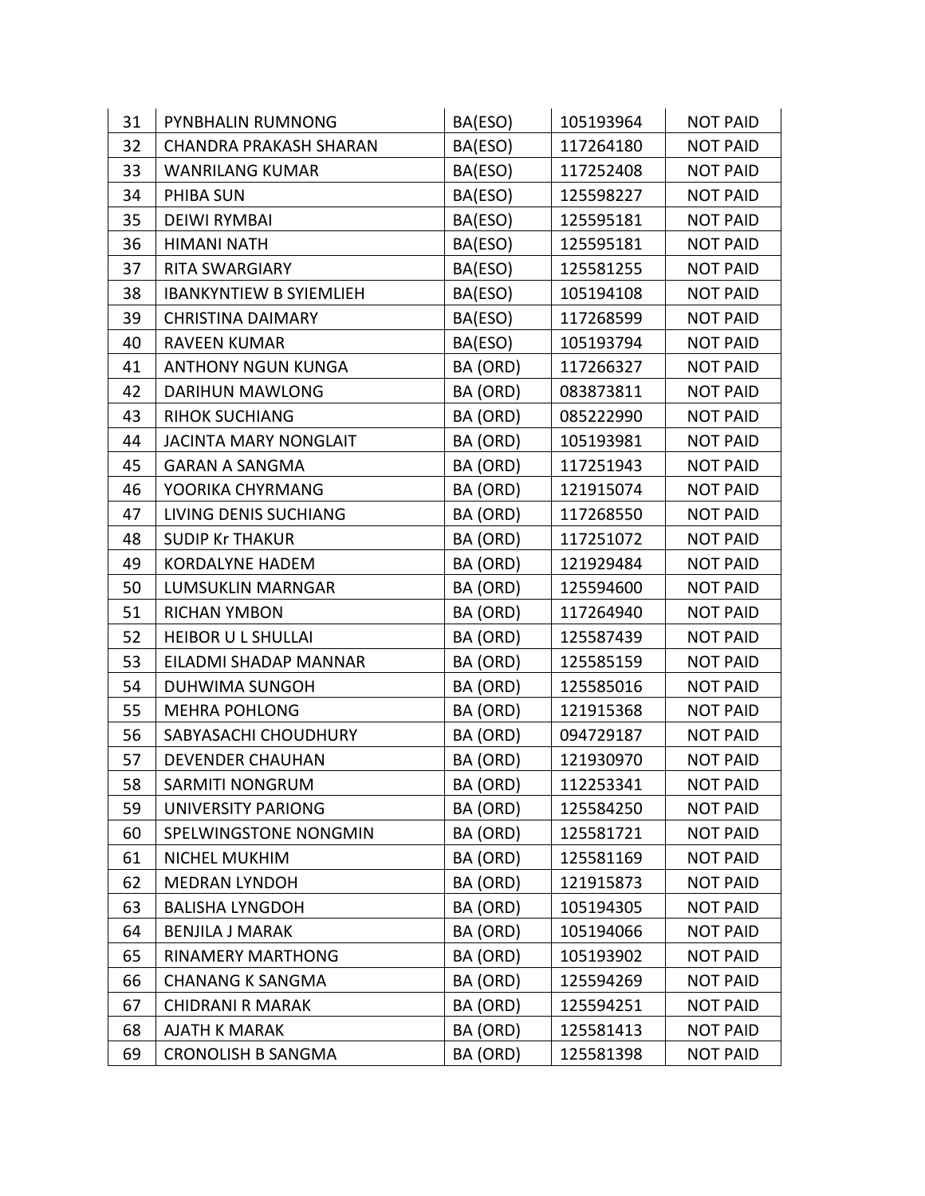| 31 | PYNBHALIN RUMNONG | BA(ESO) | 105193964 | NOT PAID |
|---|---|---|---|---|
| 32 | CHANDRA PRAKASH SHARAN | BA(ESO) | 117264180 | NOT PAID |
| 33 | WANRILANG KUMAR | BA(ESO) | 117252408 | NOT PAID |
| 34 | PHIBA SUN | BA(ESO) | 125598227 | NOT PAID |
| 35 | DEIWI RYMBAI | BA(ESO) | 125595181 | NOT PAID |
| 36 | HIMANI NATH | BA(ESO) | 125595181 | NOT PAID |
| 37 | RITA SWARGIARY | BA(ESO) | 125581255 | NOT PAID |
| 38 | IBANKYNTIEW B SYIEMLIEH | BA(ESO) | 105194108 | NOT PAID |
| 39 | CHRISTINA DAIMARY | BA(ESO) | 117268599 | NOT PAID |
| 40 | RAVEEN KUMAR | BA(ESO) | 105193794 | NOT PAID |
| 41 | ANTHONY NGUN KUNGA | BA (ORD) | 117266327 | NOT PAID |
| 42 | DARIHUN MAWLONG | BA (ORD) | 083873811 | NOT PAID |
| 43 | RIHOK SUCHIANG | BA (ORD) | 085222990 | NOT PAID |
| 44 | JACINTA MARY NONGLAIT | BA (ORD) | 105193981 | NOT PAID |
| 45 | GARAN A SANGMA | BA (ORD) | 117251943 | NOT PAID |
| 46 | YOORIKA CHYRMANG | BA (ORD) | 121915074 | NOT PAID |
| 47 | LIVING DENIS SUCHIANG | BA (ORD) | 117268550 | NOT PAID |
| 48 | SUDIP Kr THAKUR | BA (ORD) | 117251072 | NOT PAID |
| 49 | KORDALYNE HADEM | BA (ORD) | 121929484 | NOT PAID |
| 50 | LUMSUKLIN MARNGAR | BA (ORD) | 125594600 | NOT PAID |
| 51 | RICHAN YMBON | BA (ORD) | 117264940 | NOT PAID |
| 52 | HEIBOR U L SHULLAI | BA (ORD) | 125587439 | NOT PAID |
| 53 | EILADMI SHADAP MANNAR | BA (ORD) | 125585159 | NOT PAID |
| 54 | DUHWIMA SUNGOH | BA (ORD) | 125585016 | NOT PAID |
| 55 | MEHRA POHLONG | BA (ORD) | 121915368 | NOT PAID |
| 56 | SABYASACHI CHOUDHURY | BA (ORD) | 094729187 | NOT PAID |
| 57 | DEVENDER CHAUHAN | BA (ORD) | 121930970 | NOT PAID |
| 58 | SARMITI NONGRUM | BA (ORD) | 112253341 | NOT PAID |
| 59 | UNIVERSITY PARIONG | BA (ORD) | 125584250 | NOT PAID |
| 60 | SPELWINGSTONE NONGMIN | BA (ORD) | 125581721 | NOT PAID |
| 61 | NICHEL MUKHIM | BA (ORD) | 125581169 | NOT PAID |
| 62 | MEDRAN LYNDOH | BA (ORD) | 121915873 | NOT PAID |
| 63 | BALISHA LYNGDOH | BA (ORD) | 105194305 | NOT PAID |
| 64 | BENJILA J MARAK | BA (ORD) | 105194066 | NOT PAID |
| 65 | RINAMERY MARTHONG | BA (ORD) | 105193902 | NOT PAID |
| 66 | CHANANG K SANGMA | BA (ORD) | 125594269 | NOT PAID |
| 67 | CHIDRANI R MARAK | BA (ORD) | 125594251 | NOT PAID |
| 68 | AJATH K MARAK | BA (ORD) | 125581413 | NOT PAID |
| 69 | CRONOLISH B SANGMA | BA (ORD) | 125581398 | NOT PAID |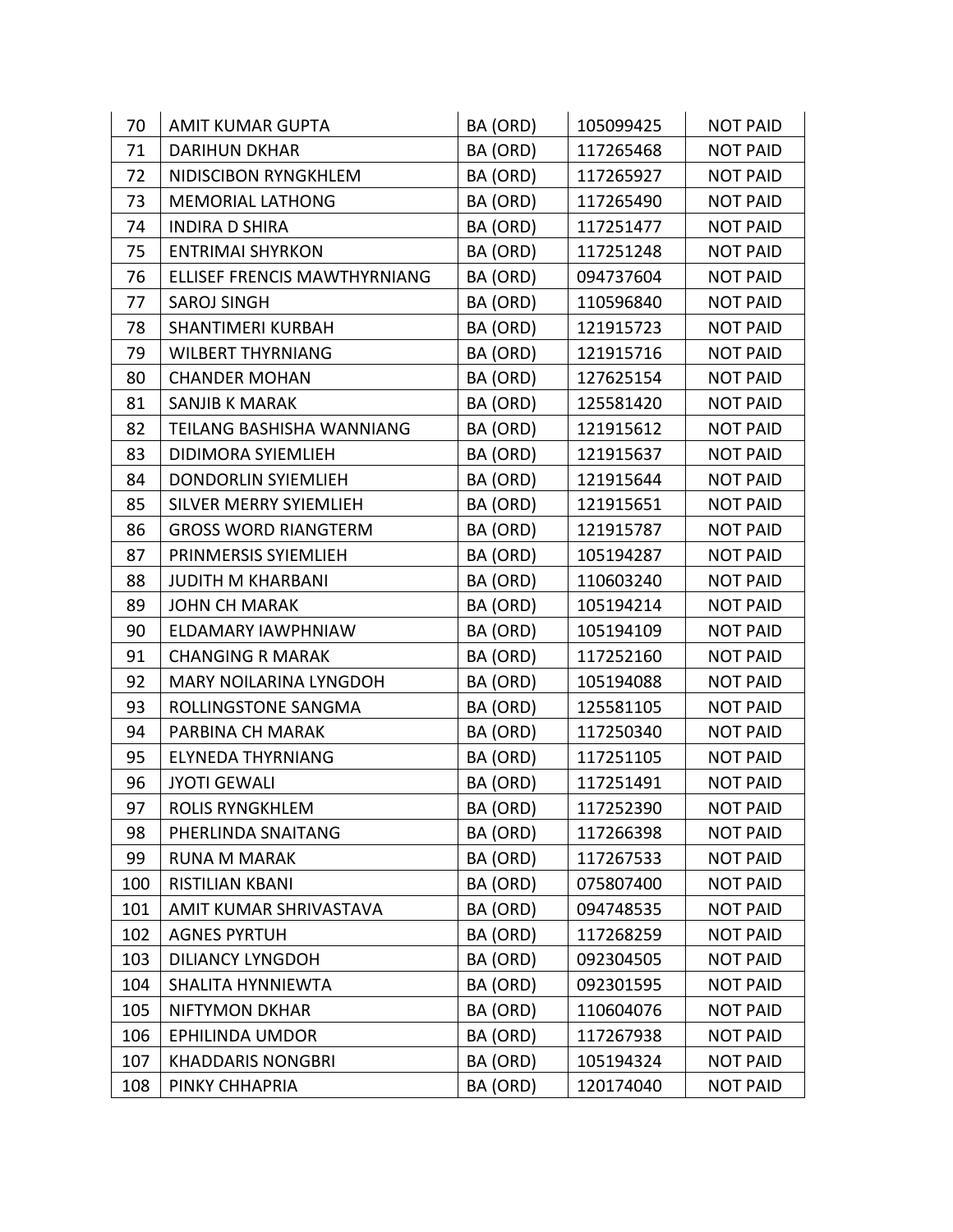| 70 | AMIT KUMAR GUPTA | BA (ORD) | 105099425 | NOT PAID |
|---|---|---|---|---|
| 71 | DARIHUN DKHAR | BA (ORD) | 117265468 | NOT PAID |
| 72 | NIDISCIBON RYNGKHLEM | BA (ORD) | 117265927 | NOT PAID |
| 73 | MEMORIAL LATHONG | BA (ORD) | 117265490 | NOT PAID |
| 74 | INDIRA D SHIRA | BA (ORD) | 117251477 | NOT PAID |
| 75 | ENTRIMAI SHYRKON | BA (ORD) | 117251248 | NOT PAID |
| 76 | ELLISEF FRENCIS MAWTHYRNIANG | BA (ORD) | 094737604 | NOT PAID |
| 77 | SAROJ SINGH | BA (ORD) | 110596840 | NOT PAID |
| 78 | SHANTIMERI KURBAH | BA (ORD) | 121915723 | NOT PAID |
| 79 | WILBERT THYRNIANG | BA (ORD) | 121915716 | NOT PAID |
| 80 | CHANDER MOHAN | BA (ORD) | 127625154 | NOT PAID |
| 81 | SANJIB K MARAK | BA (ORD) | 125581420 | NOT PAID |
| 82 | TEILANG BASHISHA WANNIANG | BA (ORD) | 121915612 | NOT PAID |
| 83 | DIDIMORA SYIEMLIEH | BA (ORD) | 121915637 | NOT PAID |
| 84 | DONDORLIN SYIEMLIEH | BA (ORD) | 121915644 | NOT PAID |
| 85 | SILVER MERRY SYIEMLIEH | BA (ORD) | 121915651 | NOT PAID |
| 86 | GROSS WORD RIANGTERM | BA (ORD) | 121915787 | NOT PAID |
| 87 | PRINMERSIS SYIEMLIEH | BA (ORD) | 105194287 | NOT PAID |
| 88 | JUDITH M KHARBANI | BA (ORD) | 110603240 | NOT PAID |
| 89 | JOHN CH MARAK | BA (ORD) | 105194214 | NOT PAID |
| 90 | ELDAMARY IAWPHNIAW | BA (ORD) | 105194109 | NOT PAID |
| 91 | CHANGING R MARAK | BA (ORD) | 117252160 | NOT PAID |
| 92 | MARY NOILARINA LYNGDOH | BA (ORD) | 105194088 | NOT PAID |
| 93 | ROLLINGSTONE SANGMA | BA (ORD) | 125581105 | NOT PAID |
| 94 | PARBINA CH MARAK | BA (ORD) | 117250340 | NOT PAID |
| 95 | ELYNEDA THYRNIANG | BA (ORD) | 117251105 | NOT PAID |
| 96 | JYOTI GEWALI | BA (ORD) | 117251491 | NOT PAID |
| 97 | ROLIS RYNGKHLEM | BA (ORD) | 117252390 | NOT PAID |
| 98 | PHERLINDA SNAITANG | BA (ORD) | 117266398 | NOT PAID |
| 99 | RUNA M MARAK | BA (ORD) | 117267533 | NOT PAID |
| 100 | RISTILIAN KBANI | BA (ORD) | 075807400 | NOT PAID |
| 101 | AMIT KUMAR SHRIVASTAVA | BA (ORD) | 094748535 | NOT PAID |
| 102 | AGNES PYRTUH | BA (ORD) | 117268259 | NOT PAID |
| 103 | DILIANCY LYNGDOH | BA (ORD) | 092304505 | NOT PAID |
| 104 | SHALITA HYNNIEWTA | BA (ORD) | 092301595 | NOT PAID |
| 105 | NIFTYMON DKHAR | BA (ORD) | 110604076 | NOT PAID |
| 106 | EPHILINDA UMDOR | BA (ORD) | 117267938 | NOT PAID |
| 107 | KHADDARIS NONGBRI | BA (ORD) | 105194324 | NOT PAID |
| 108 | PINKY CHHAPRIA | BA (ORD) | 120174040 | NOT PAID |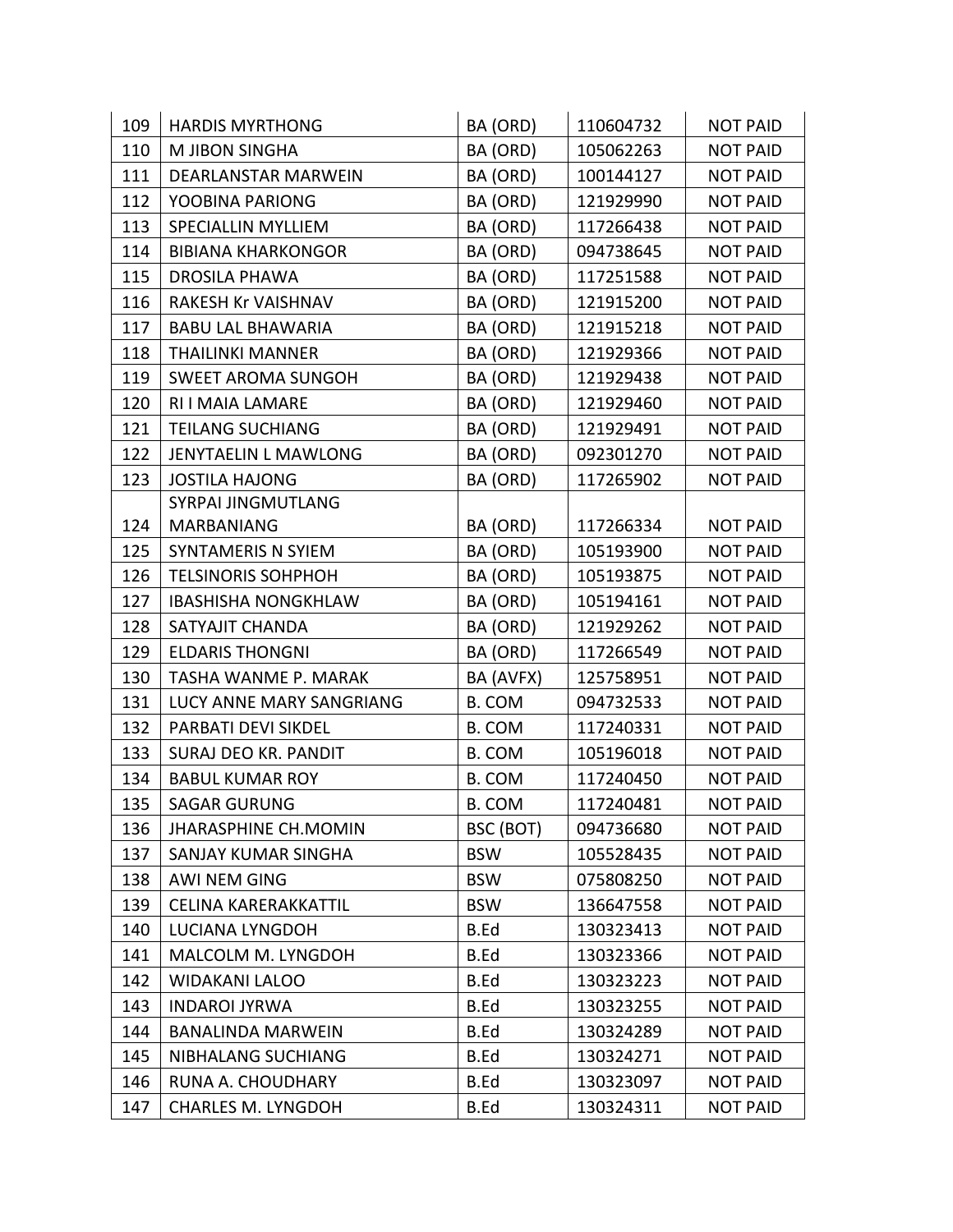| | | | | |
|---|---|---|---|---|
| 109 | HARDIS MYRTHONG | BA (ORD) | 110604732 | NOT PAID |
| 110 | M JIBON SINGHA | BA (ORD) | 105062263 | NOT PAID |
| 111 | DEARLANSTAR MARWEIN | BA (ORD) | 100144127 | NOT PAID |
| 112 | YOOBINA PARIONG | BA (ORD) | 121929990 | NOT PAID |
| 113 | SPECIALLIN MYLLIEM | BA (ORD) | 117266438 | NOT PAID |
| 114 | BIBIANA KHARKONGOR | BA (ORD) | 094738645 | NOT PAID |
| 115 | DROSILA PHAWA | BA (ORD) | 117251588 | NOT PAID |
| 116 | RAKESH Kr VAISHNAV | BA (ORD) | 121915200 | NOT PAID |
| 117 | BABU LAL BHAWARIA | BA (ORD) | 121915218 | NOT PAID |
| 118 | THAILINKI MANNER | BA (ORD) | 121929366 | NOT PAID |
| 119 | SWEET AROMA SUNGOH | BA (ORD) | 121929438 | NOT PAID |
| 120 | RI I MAIA LAMARE | BA (ORD) | 121929460 | NOT PAID |
| 121 | TEILANG SUCHIANG | BA (ORD) | 121929491 | NOT PAID |
| 122 | JENYTAELIN L MAWLONG | BA (ORD) | 092301270 | NOT PAID |
| 123 | JOSTILA HAJONG | BA (ORD) | 117265902 | NOT PAID |
| 124 | SYRPAI JINGMUTLANG MARBANIANG | BA (ORD) | 117266334 | NOT PAID |
| 125 | SYNTAMERIS N SYIEM | BA (ORD) | 105193900 | NOT PAID |
| 126 | TELSINORIS SOHPHOH | BA (ORD) | 105193875 | NOT PAID |
| 127 | IBASHISHA NONGKHLAW | BA (ORD) | 105194161 | NOT PAID |
| 128 | SATYAJIT CHANDA | BA (ORD) | 121929262 | NOT PAID |
| 129 | ELDARIS THONGNI | BA (ORD) | 117266549 | NOT PAID |
| 130 | TASHA WANME P. MARAK | BA (AVFX) | 125758951 | NOT PAID |
| 131 | LUCY ANNE MARY SANGRIANG | B. COM | 094732533 | NOT PAID |
| 132 | PARBATI DEVI SIKDEL | B. COM | 117240331 | NOT PAID |
| 133 | SURAJ DEO KR. PANDIT | B. COM | 105196018 | NOT PAID |
| 134 | BABUL KUMAR ROY | B. COM | 117240450 | NOT PAID |
| 135 | SAGAR GURUNG | B. COM | 117240481 | NOT PAID |
| 136 | JHARASPHINE CH.MOMIN | BSC (BOT) | 094736680 | NOT PAID |
| 137 | SANJAY KUMAR SINGHA | BSW | 105528435 | NOT PAID |
| 138 | AWI NEM GING | BSW | 075808250 | NOT PAID |
| 139 | CELINA KARERAKKATTIL | BSW | 136647558 | NOT PAID |
| 140 | LUCIANA LYNGDOH | B.Ed | 130323413 | NOT PAID |
| 141 | MALCOLM M. LYNGDOH | B.Ed | 130323366 | NOT PAID |
| 142 | WIDAKANI LALOO | B.Ed | 130323223 | NOT PAID |
| 143 | INDAROI JYRWA | B.Ed | 130323255 | NOT PAID |
| 144 | BANALINDA MARWEIN | B.Ed | 130324289 | NOT PAID |
| 145 | NIBHALANG SUCHIANG | B.Ed | 130324271 | NOT PAID |
| 146 | RUNA A. CHOUDHARY | B.Ed | 130323097 | NOT PAID |
| 147 | CHARLES M. LYNGDOH | B.Ed | 130324311 | NOT PAID |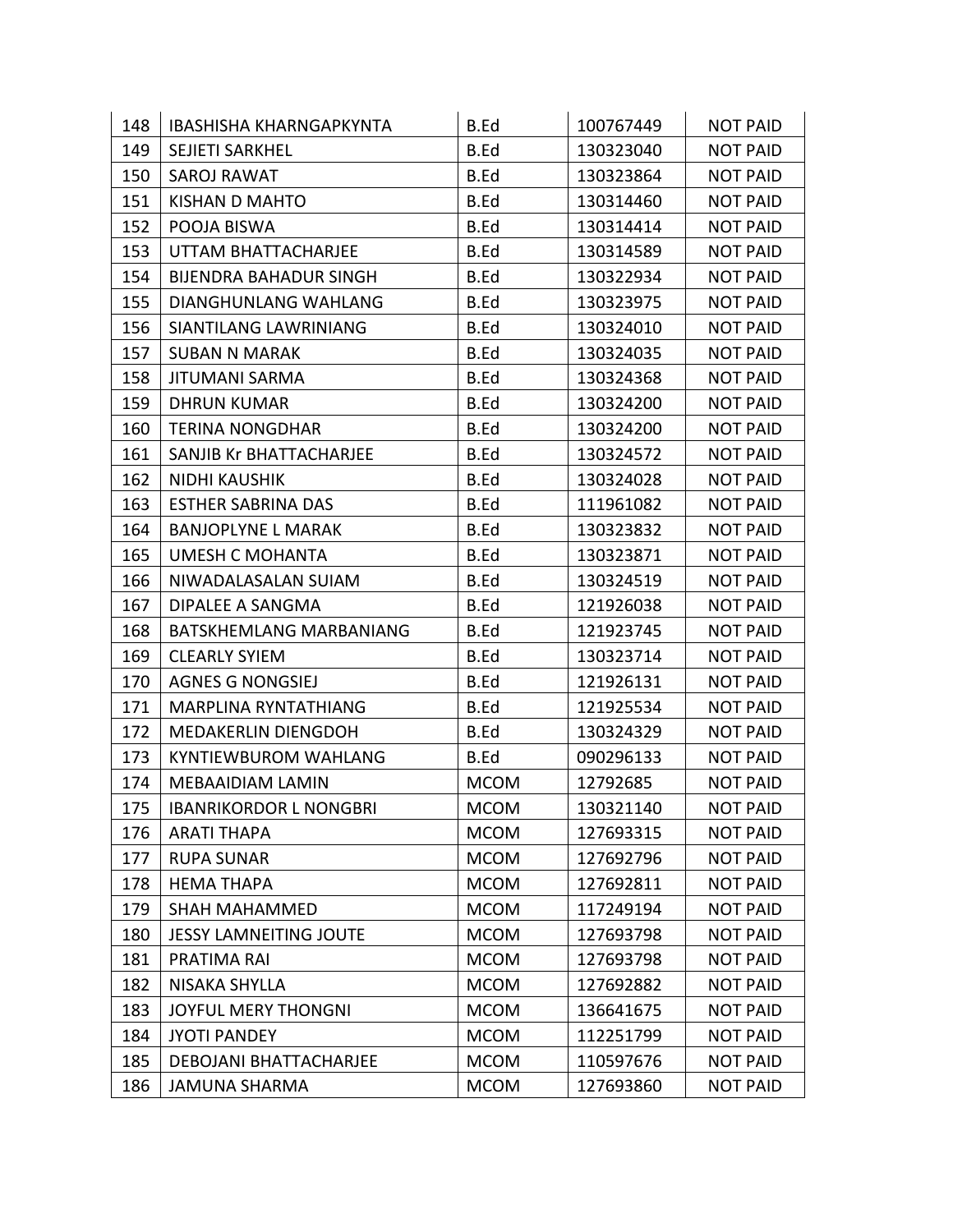| 148 | IBASHISHA KHARNGAPKYNTA | B.Ed | 100767449 | NOT PAID |
|---|---|---|---|---|
| 149 | SEJIETI SARKHEL | B.Ed | 130323040 | NOT PAID |
| 150 | SAROJ RAWAT | B.Ed | 130323864 | NOT PAID |
| 151 | KISHAN D MAHTO | B.Ed | 130314460 | NOT PAID |
| 152 | POOJA BISWA | B.Ed | 130314414 | NOT PAID |
| 153 | UTTAM BHATTACHARJEE | B.Ed | 130314589 | NOT PAID |
| 154 | BIJENDRA BAHADUR SINGH | B.Ed | 130322934 | NOT PAID |
| 155 | DIANGHUNLANG WAHLANG | B.Ed | 130323975 | NOT PAID |
| 156 | SIANTILANG LAWRINIANG | B.Ed | 130324010 | NOT PAID |
| 157 | SUBAN N MARAK | B.Ed | 130324035 | NOT PAID |
| 158 | JITUMANI SARMA | B.Ed | 130324368 | NOT PAID |
| 159 | DHRUN KUMAR | B.Ed | 130324200 | NOT PAID |
| 160 | TERINA NONGDHAR | B.Ed | 130324200 | NOT PAID |
| 161 | SANJIB Kr BHATTACHARJEE | B.Ed | 130324572 | NOT PAID |
| 162 | NIDHI KAUSHIK | B.Ed | 130324028 | NOT PAID |
| 163 | ESTHER SABRINA DAS | B.Ed | 111961082 | NOT PAID |
| 164 | BANJOPLYNE L MARAK | B.Ed | 130323832 | NOT PAID |
| 165 | UMESH C MOHANTA | B.Ed | 130323871 | NOT PAID |
| 166 | NIWADALASALAN SUIAM | B.Ed | 130324519 | NOT PAID |
| 167 | DIPALEE A SANGMA | B.Ed | 121926038 | NOT PAID |
| 168 | BATSKHEMLANG MARBANIANG | B.Ed | 121923745 | NOT PAID |
| 169 | CLEARLY SYIEM | B.Ed | 130323714 | NOT PAID |
| 170 | AGNES G NONGSIEJ | B.Ed | 121926131 | NOT PAID |
| 171 | MARPLINA RYNTATHIANG | B.Ed | 121925534 | NOT PAID |
| 172 | MEDAKERLIN DIENGDOH | B.Ed | 130324329 | NOT PAID |
| 173 | KYNTIEWBUROM WAHLANG | B.Ed | 090296133 | NOT PAID |
| 174 | MEBAAIDIAM LAMIN | MCOM | 12792685 | NOT PAID |
| 175 | IBANRIKORDOR L NONGBRI | MCOM | 130321140 | NOT PAID |
| 176 | ARATI THAPA | MCOM | 127693315 | NOT PAID |
| 177 | RUPA SUNAR | MCOM | 127692796 | NOT PAID |
| 178 | HEMA THAPA | MCOM | 127692811 | NOT PAID |
| 179 | SHAH MAHAMMED | MCOM | 117249194 | NOT PAID |
| 180 | JESSY LAMNEITING JOUTE | MCOM | 127693798 | NOT PAID |
| 181 | PRATIMA RAI | MCOM | 127693798 | NOT PAID |
| 182 | NISAKA SHYLLA | MCOM | 127692882 | NOT PAID |
| 183 | JOYFUL MERY THONGNI | MCOM | 136641675 | NOT PAID |
| 184 | JYOTI PANDEY | MCOM | 112251799 | NOT PAID |
| 185 | DEBOJANI BHATTACHARJEE | MCOM | 110597676 | NOT PAID |
| 186 | JAMUNA SHARMA | MCOM | 127693860 | NOT PAID |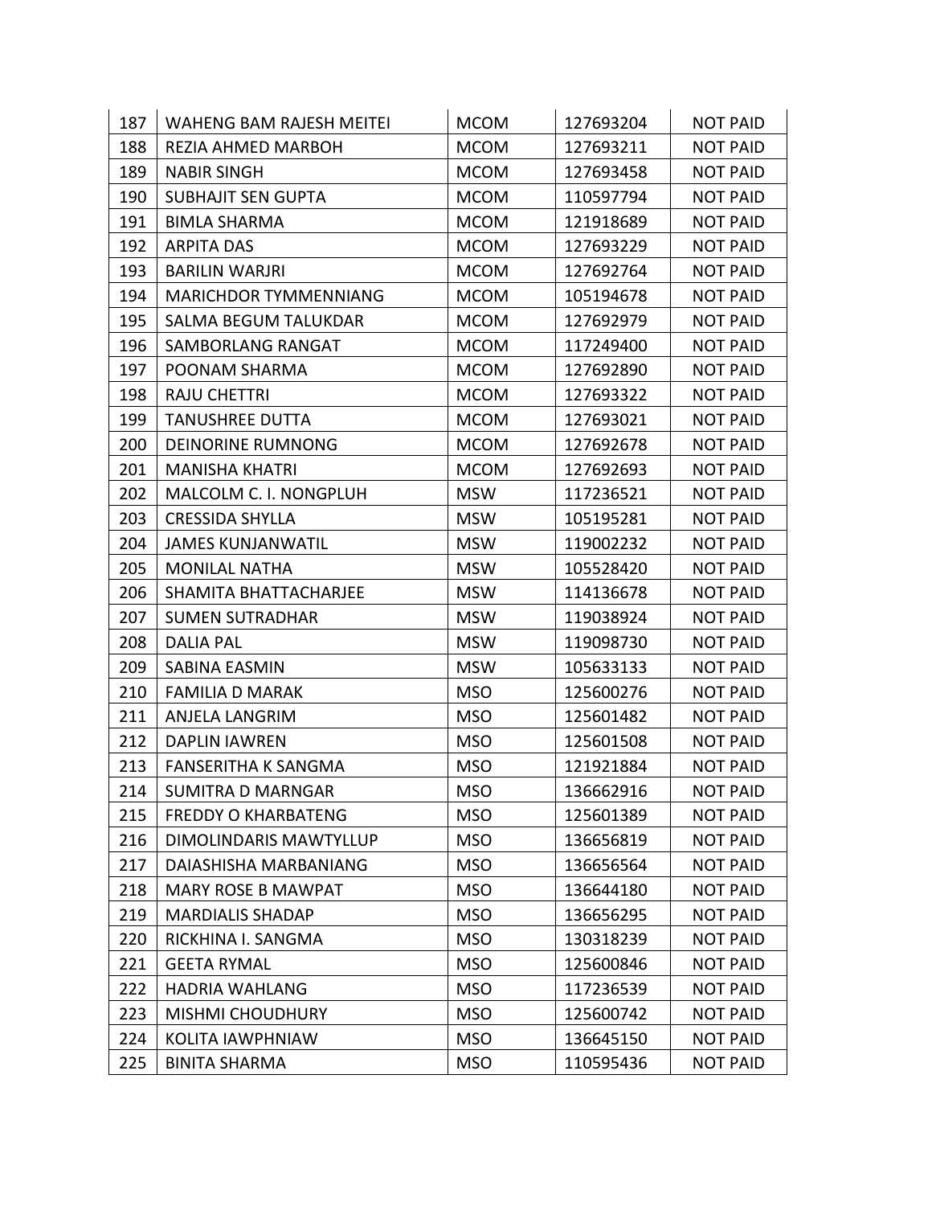| | | | | |
|---|---|---|---|---|
| 187 | WAHENG BAM RAJESH MEITEI | MCOM | 127693204 | NOT PAID |
| 188 | REZIA AHMED MARBOH | MCOM | 127693211 | NOT PAID |
| 189 | NABIR SINGH | MCOM | 127693458 | NOT PAID |
| 190 | SUBHAJIT SEN GUPTA | MCOM | 110597794 | NOT PAID |
| 191 | BIMLA SHARMA | MCOM | 121918689 | NOT PAID |
| 192 | ARPITA DAS | MCOM | 127693229 | NOT PAID |
| 193 | BARILIN WARJRI | MCOM | 127692764 | NOT PAID |
| 194 | MARICHDOR TYMMENNIANG | MCOM | 105194678 | NOT PAID |
| 195 | SALMA BEGUM TALUKDAR | MCOM | 127692979 | NOT PAID |
| 196 | SAMBORLANG RANGAT | MCOM | 117249400 | NOT PAID |
| 197 | POONAM SHARMA | MCOM | 127692890 | NOT PAID |
| 198 | RAJU CHETTRI | MCOM | 127693322 | NOT PAID |
| 199 | TANUSHREE DUTTA | MCOM | 127693021 | NOT PAID |
| 200 | DEINORINE RUMNONG | MCOM | 127692678 | NOT PAID |
| 201 | MANISHA KHATRI | MCOM | 127692693 | NOT PAID |
| 202 | MALCOLM C. I. NONGPLUH | MSW | 117236521 | NOT PAID |
| 203 | CRESSIDA SHYLLA | MSW | 105195281 | NOT PAID |
| 204 | JAMES KUNJANWATIL | MSW | 119002232 | NOT PAID |
| 205 | MONILAL NATHA | MSW | 105528420 | NOT PAID |
| 206 | SHAMITA BHATTACHARJEE | MSW | 114136678 | NOT PAID |
| 207 | SUMEN SUTRADHAR | MSW | 119038924 | NOT PAID |
| 208 | DALIA PAL | MSW | 119098730 | NOT PAID |
| 209 | SABINA EASMIN | MSW | 105633133 | NOT PAID |
| 210 | FAMILIA D MARAK | MSO | 125600276 | NOT PAID |
| 211 | ANJELA LANGRIM | MSO | 125601482 | NOT PAID |
| 212 | DAPLIN IAWREN | MSO | 125601508 | NOT PAID |
| 213 | FANSERITHA K SANGMA | MSO | 121921884 | NOT PAID |
| 214 | SUMITRA D MARNGAR | MSO | 136662916 | NOT PAID |
| 215 | FREDDY O KHARBATENG | MSO | 125601389 | NOT PAID |
| 216 | DIMOLINDARIS MAWTYLLUP | MSO | 136656819 | NOT PAID |
| 217 | DAIASHISHA MARBANIANG | MSO | 136656564 | NOT PAID |
| 218 | MARY ROSE B MAWPAT | MSO | 136644180 | NOT PAID |
| 219 | MARDIALIS SHADAP | MSO | 136656295 | NOT PAID |
| 220 | RICKHINA I. SANGMA | MSO | 130318239 | NOT PAID |
| 221 | GEETA RYMAL | MSO | 125600846 | NOT PAID |
| 222 | HADRIA WAHLANG | MSO | 117236539 | NOT PAID |
| 223 | MISHMI CHOUDHURY | MSO | 125600742 | NOT PAID |
| 224 | KOLITA IAWPHNIAW | MSO | 136645150 | NOT PAID |
| 225 | BINITA SHARMA | MSO | 110595436 | NOT PAID |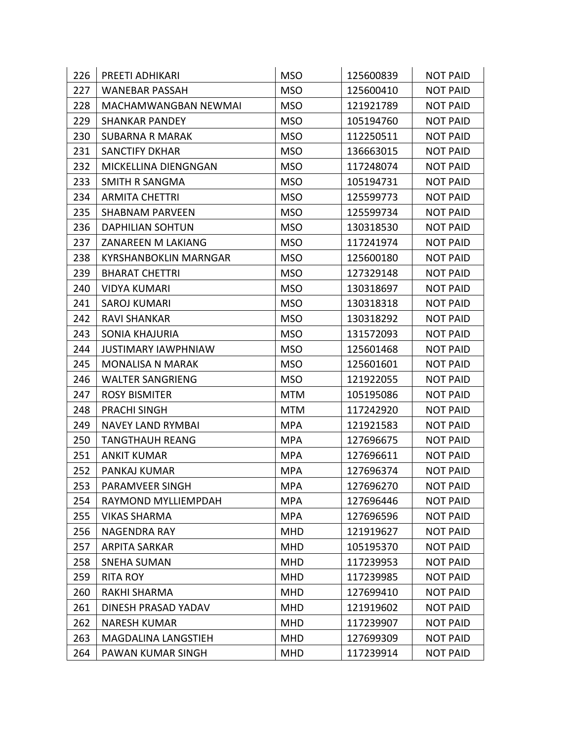| 226 | PREETI ADHIKARI | MSO | 125600839 | NOT PAID |
|---|---|---|---|---|
| 227 | WANEBAR PASSAH | MSO | 125600410 | NOT PAID |
| 228 | MACHAMWANGBAN NEWMAI | MSO | 121921789 | NOT PAID |
| 229 | SHANKAR PANDEY | MSO | 105194760 | NOT PAID |
| 230 | SUBARNA R MARAK | MSO | 112250511 | NOT PAID |
| 231 | SANCTIFY DKHAR | MSO | 136663015 | NOT PAID |
| 232 | MICKELLINA DIENGNGAN | MSO | 117248074 | NOT PAID |
| 233 | SMITH R SANGMA | MSO | 105194731 | NOT PAID |
| 234 | ARMITA CHETTRI | MSO | 125599773 | NOT PAID |
| 235 | SHABNAM PARVEEN | MSO | 125599734 | NOT PAID |
| 236 | DAPHILIAN SOHTUN | MSO | 130318530 | NOT PAID |
| 237 | ZANAREEN M LAKIANG | MSO | 117241974 | NOT PAID |
| 238 | KYRSHANBOKLIN MARNGAR | MSO | 125600180 | NOT PAID |
| 239 | BHARAT CHETTRI | MSO | 127329148 | NOT PAID |
| 240 | VIDYA KUMARI | MSO | 130318697 | NOT PAID |
| 241 | SAROJ KUMARI | MSO | 130318318 | NOT PAID |
| 242 | RAVI SHANKAR | MSO | 130318292 | NOT PAID |
| 243 | SONIA KHAJURIA | MSO | 131572093 | NOT PAID |
| 244 | JUSTIMARY IAWPHNIAW | MSO | 125601468 | NOT PAID |
| 245 | MONALISA N MARAK | MSO | 125601601 | NOT PAID |
| 246 | WALTER SANGRIENG | MSO | 121922055 | NOT PAID |
| 247 | ROSY BISMITER | MTM | 105195086 | NOT PAID |
| 248 | PRACHI SINGH | MTM | 117242920 | NOT PAID |
| 249 | NAVEY LAND RYMBAI | MPA | 121921583 | NOT PAID |
| 250 | TANGTHAUH REANG | MPA | 127696675 | NOT PAID |
| 251 | ANKIT KUMAR | MPA | 127696611 | NOT PAID |
| 252 | PANKAJ KUMAR | MPA | 127696374 | NOT PAID |
| 253 | PARAMVEER SINGH | MPA | 127696270 | NOT PAID |
| 254 | RAYMOND MYLLIEMPDAH | MPA | 127696446 | NOT PAID |
| 255 | VIKAS SHARMA | MPA | 127696596 | NOT PAID |
| 256 | NAGENDRA RAY | MHD | 121919627 | NOT PAID |
| 257 | ARPITA SARKAR | MHD | 105195370 | NOT PAID |
| 258 | SNEHA SUMAN | MHD | 117239953 | NOT PAID |
| 259 | RITA ROY | MHD | 117239985 | NOT PAID |
| 260 | RAKHI SHARMA | MHD | 127699410 | NOT PAID |
| 261 | DINESH PRASAD YADAV | MHD | 121919602 | NOT PAID |
| 262 | NARESH KUMAR | MHD | 117239907 | NOT PAID |
| 263 | MAGDALINA LANGSTIEH | MHD | 127699309 | NOT PAID |
| 264 | PAWAN KUMAR SINGH | MHD | 117239914 | NOT PAID |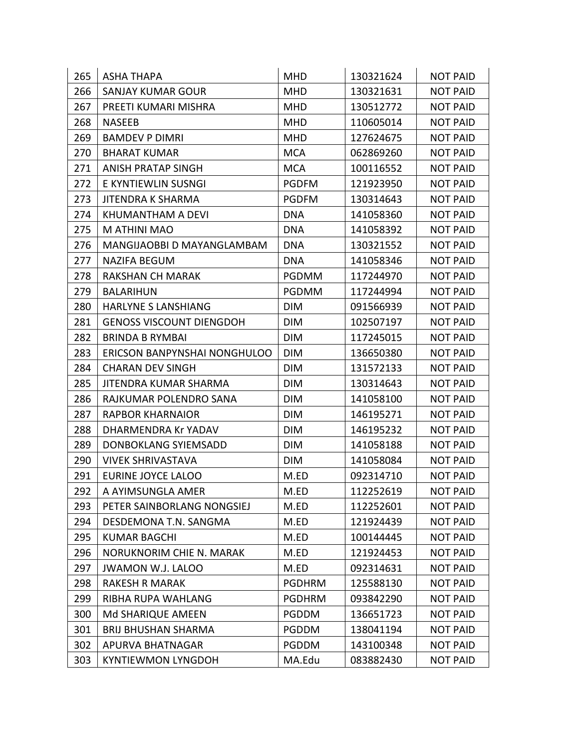| 265 | ASHA THAPA | MHD | 130321624 | NOT PAID |
|---|---|---|---|---|
| 266 | SANJAY KUMAR GOUR | MHD | 130321631 | NOT PAID |
| 267 | PREETI KUMARI MISHRA | MHD | 130512772 | NOT PAID |
| 268 | NASEEB | MHD | 110605014 | NOT PAID |
| 269 | BAMDEV P DIMRI | MHD | 127624675 | NOT PAID |
| 270 | BHARAT KUMAR | MCA | 062869260 | NOT PAID |
| 271 | ANISH PRATAP SINGH | MCA | 100116552 | NOT PAID |
| 272 | E KYNTIEWLIN SUSNGI | PGDFM | 121923950 | NOT PAID |
| 273 | JITENDRA K SHARMA | PGDFM | 130314643 | NOT PAID |
| 274 | KHUMANTHAM A DEVI | DNA | 141058360 | NOT PAID |
| 275 | M ATHINI MAO | DNA | 141058392 | NOT PAID |
| 276 | MANGIJAOBBI D MAYANGLAMBAM | DNA | 130321552 | NOT PAID |
| 277 | NAZIFA BEGUM | DNA | 141058346 | NOT PAID |
| 278 | RAKSHAN CH MARAK | PGDMM | 117244970 | NOT PAID |
| 279 | BALARIHUN | PGDMM | 117244994 | NOT PAID |
| 280 | HARLYNE S LANSHIANG | DIM | 091566939 | NOT PAID |
| 281 | GENOSS VISCOUNT DIENGDOH | DIM | 102507197 | NOT PAID |
| 282 | BRINDA B RYMBAI | DIM | 117245015 | NOT PAID |
| 283 | ERICSON BANPYNSHAI NONGHULOO | DIM | 136650380 | NOT PAID |
| 284 | CHARAN DEV SINGH | DIM | 131572133 | NOT PAID |
| 285 | JITENDRA KUMAR SHARMA | DIM | 130314643 | NOT PAID |
| 286 | RAJKUMAR POLENDRO SANA | DIM | 141058100 | NOT PAID |
| 287 | RAPBOR KHARNAIOR | DIM | 146195271 | NOT PAID |
| 288 | DHARMENDRA Kr YADAV | DIM | 146195232 | NOT PAID |
| 289 | DONBOKLANG SYIEMSADD | DIM | 141058188 | NOT PAID |
| 290 | VIVEK SHRIVASTAVA | DIM | 141058084 | NOT PAID |
| 291 | EURINE JOYCE LALOO | M.ED | 092314710 | NOT PAID |
| 292 | A AYIMSUNGLA AMER | M.ED | 112252619 | NOT PAID |
| 293 | PETER SAINBORLANG NONGSIEJ | M.ED | 112252601 | NOT PAID |
| 294 | DESDEMONA T.N. SANGMA | M.ED | 121924439 | NOT PAID |
| 295 | KUMAR BAGCHI | M.ED | 100144445 | NOT PAID |
| 296 | NORUKNORIM CHIE N. MARAK | M.ED | 121924453 | NOT PAID |
| 297 | JWAMON W.J. LALOO | M.ED | 092314631 | NOT PAID |
| 298 | RAKESH R MARAK | PGDHRM | 125588130 | NOT PAID |
| 299 | RIBHA RUPA WAHLANG | PGDHRM | 093842290 | NOT PAID |
| 300 | Md SHARIQUE AMEEN | PGDDM | 136651723 | NOT PAID |
| 301 | BRIJ BHUSHAN SHARMA | PGDDM | 138041194 | NOT PAID |
| 302 | APURVA BHATNAGAR | PGDDM | 143100348 | NOT PAID |
| 303 | KYNTIEWMON LYNGDOH | MA.Edu | 083882430 | NOT PAID |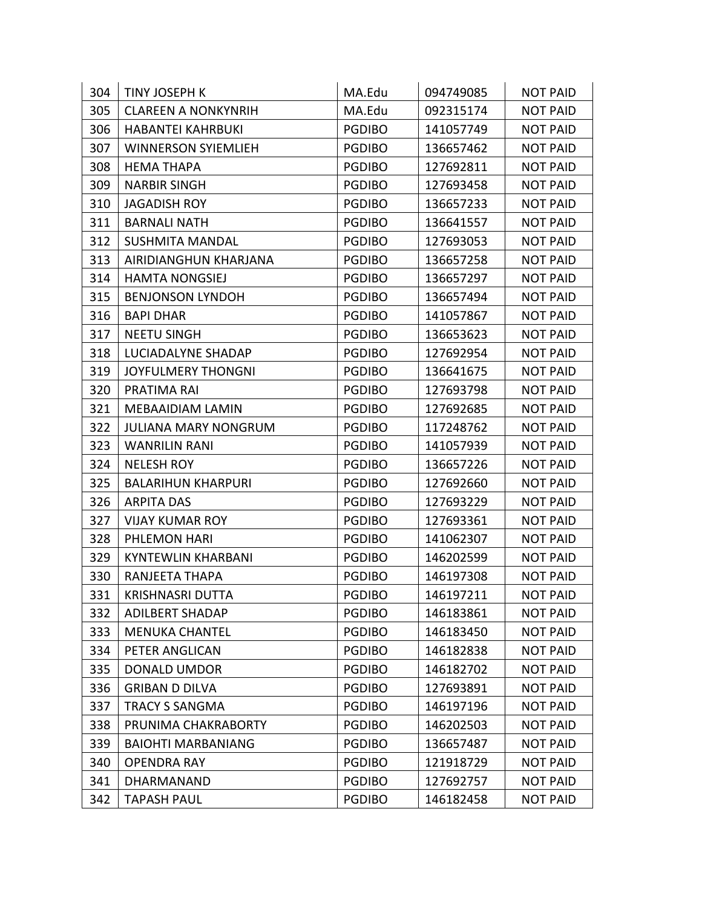| 304 | TINY JOSEPH K | MA.Edu | 094749085 | NOT PAID |
|---|---|---|---|---|
| 305 | CLAREEN A NONKYNRIH | MA.Edu | 092315174 | NOT PAID |
| 306 | HABANTEI KAHRBUKI | PGDIBO | 141057749 | NOT PAID |
| 307 | WINNERSON SYIEMLIEH | PGDIBO | 136657462 | NOT PAID |
| 308 | HEMA THAPA | PGDIBO | 127692811 | NOT PAID |
| 309 | NARBIR SINGH | PGDIBO | 127693458 | NOT PAID |
| 310 | JAGADISH ROY | PGDIBO | 136657233 | NOT PAID |
| 311 | BARNALI NATH | PGDIBO | 136641557 | NOT PAID |
| 312 | SUSHMITA MANDAL | PGDIBO | 127693053 | NOT PAID |
| 313 | AIRIDIANGHUN KHARJANA | PGDIBO | 136657258 | NOT PAID |
| 314 | HAMTA NONGSIEJ | PGDIBO | 136657297 | NOT PAID |
| 315 | BENJONSON LYNDOH | PGDIBO | 136657494 | NOT PAID |
| 316 | BAPI DHAR | PGDIBO | 141057867 | NOT PAID |
| 317 | NEETU SINGH | PGDIBO | 136653623 | NOT PAID |
| 318 | LUCIADALYNE SHADAP | PGDIBO | 127692954 | NOT PAID |
| 319 | JOYFULMERY THONGNI | PGDIBO | 136641675 | NOT PAID |
| 320 | PRATIMA RAI | PGDIBO | 127693798 | NOT PAID |
| 321 | MEBAAIDIAM LAMIN | PGDIBO | 127692685 | NOT PAID |
| 322 | JULIANA MARY NONGRUM | PGDIBO | 117248762 | NOT PAID |
| 323 | WANRILIN RANI | PGDIBO | 141057939 | NOT PAID |
| 324 | NELESH ROY | PGDIBO | 136657226 | NOT PAID |
| 325 | BALARIHUN KHARPURI | PGDIBO | 127692660 | NOT PAID |
| 326 | ARPITA DAS | PGDIBO | 127693229 | NOT PAID |
| 327 | VIJAY KUMAR ROY | PGDIBO | 127693361 | NOT PAID |
| 328 | PHLEMON HARI | PGDIBO | 141062307 | NOT PAID |
| 329 | KYNTEWLIN KHARBANI | PGDIBO | 146202599 | NOT PAID |
| 330 | RANJEETA THAPA | PGDIBO | 146197308 | NOT PAID |
| 331 | KRISHNASRI DUTTA | PGDIBO | 146197211 | NOT PAID |
| 332 | ADILBERT SHADAP | PGDIBO | 146183861 | NOT PAID |
| 333 | MENUKA CHANTEL | PGDIBO | 146183450 | NOT PAID |
| 334 | PETER ANGLICAN | PGDIBO | 146182838 | NOT PAID |
| 335 | DONALD UMDOR | PGDIBO | 146182702 | NOT PAID |
| 336 | GRIBAN D DILVA | PGDIBO | 127693891 | NOT PAID |
| 337 | TRACY S SANGMA | PGDIBO | 146197196 | NOT PAID |
| 338 | PRUNIMA CHAKRABORTY | PGDIBO | 146202503 | NOT PAID |
| 339 | BAIOHTI MARBANIANG | PGDIBO | 136657487 | NOT PAID |
| 340 | OPENDRA RAY | PGDIBO | 121918729 | NOT PAID |
| 341 | DHARMANAND | PGDIBO | 127692757 | NOT PAID |
| 342 | TAPASH PAUL | PGDIBO | 146182458 | NOT PAID |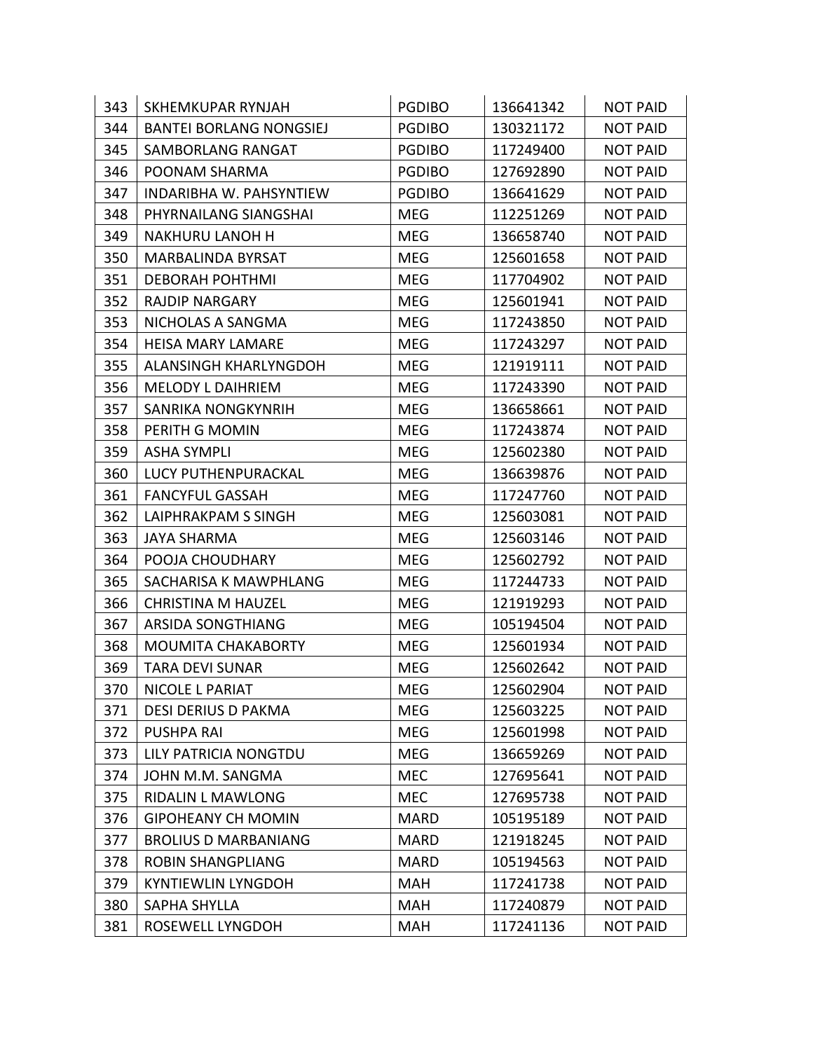| 343 | SKHEMKUPAR RYNJAH | PGDIBO | 136641342 | NOT PAID |
|---|---|---|---|---|
| 344 | BANTEI BORLANG NONGSIEJ | PGDIBO | 130321172 | NOT PAID |
| 345 | SAMBORLANG RANGAT | PGDIBO | 117249400 | NOT PAID |
| 346 | POONAM SHARMA | PGDIBO | 127692890 | NOT PAID |
| 347 | INDARIBHA W. PAHSYNTIEW | PGDIBO | 136641629 | NOT PAID |
| 348 | PHYRNAILANG SIANGSHAI | MEG | 112251269 | NOT PAID |
| 349 | NAKHURU LANOH H | MEG | 136658740 | NOT PAID |
| 350 | MARBALINDA BYRSAT | MEG | 125601658 | NOT PAID |
| 351 | DEBORAH POHTHMI | MEG | 117704902 | NOT PAID |
| 352 | RAJDIP NARGARY | MEG | 125601941 | NOT PAID |
| 353 | NICHOLAS A SANGMA | MEG | 117243850 | NOT PAID |
| 354 | HEISA MARY LAMARE | MEG | 117243297 | NOT PAID |
| 355 | ALANSINGH KHARLYNGDOH | MEG | 121919111 | NOT PAID |
| 356 | MELODY L DAIHRIEM | MEG | 117243390 | NOT PAID |
| 357 | SANRIKA NONGKYNRIH | MEG | 136658661 | NOT PAID |
| 358 | PERITH G MOMIN | MEG | 117243874 | NOT PAID |
| 359 | ASHA SYMPLI | MEG | 125602380 | NOT PAID |
| 360 | LUCY PUTHENPURACKAL | MEG | 136639876 | NOT PAID |
| 361 | FANCYFUL GASSAH | MEG | 117247760 | NOT PAID |
| 362 | LAIPHRAKPAM S SINGH | MEG | 125603081 | NOT PAID |
| 363 | JAYA SHARMA | MEG | 125603146 | NOT PAID |
| 364 | POOJA CHOUDHARY | MEG | 125602792 | NOT PAID |
| 365 | SACHARISA K MAWPHLANG | MEG | 117244733 | NOT PAID |
| 366 | CHRISTINA M HAUZEL | MEG | 121919293 | NOT PAID |
| 367 | ARSIDA SONGTHIANG | MEG | 105194504 | NOT PAID |
| 368 | MOUMITA CHAKABORTY | MEG | 125601934 | NOT PAID |
| 369 | TARA DEVI SUNAR | MEG | 125602642 | NOT PAID |
| 370 | NICOLE L PARIAT | MEG | 125602904 | NOT PAID |
| 371 | DESI DERIUS D PAKMA | MEG | 125603225 | NOT PAID |
| 372 | PUSHPA RAI | MEG | 125601998 | NOT PAID |
| 373 | LILY PATRICIA NONGTDU | MEG | 136659269 | NOT PAID |
| 374 | JOHN M.M. SANGMA | MEC | 127695641 | NOT PAID |
| 375 | RIDALIN L MAWLONG | MEC | 127695738 | NOT PAID |
| 376 | GIPOHEANY CH MOMIN | MARD | 105195189 | NOT PAID |
| 377 | BROLIUS D MARBANIANG | MARD | 121918245 | NOT PAID |
| 378 | ROBIN SHANGPLIANG | MARD | 105194563 | NOT PAID |
| 379 | KYNTIEWLIN LYNGDOH | MAH | 117241738 | NOT PAID |
| 380 | SAPHA SHYLLA | MAH | 117240879 | NOT PAID |
| 381 | ROSEWELL LYNGDOH | MAH | 117241136 | NOT PAID |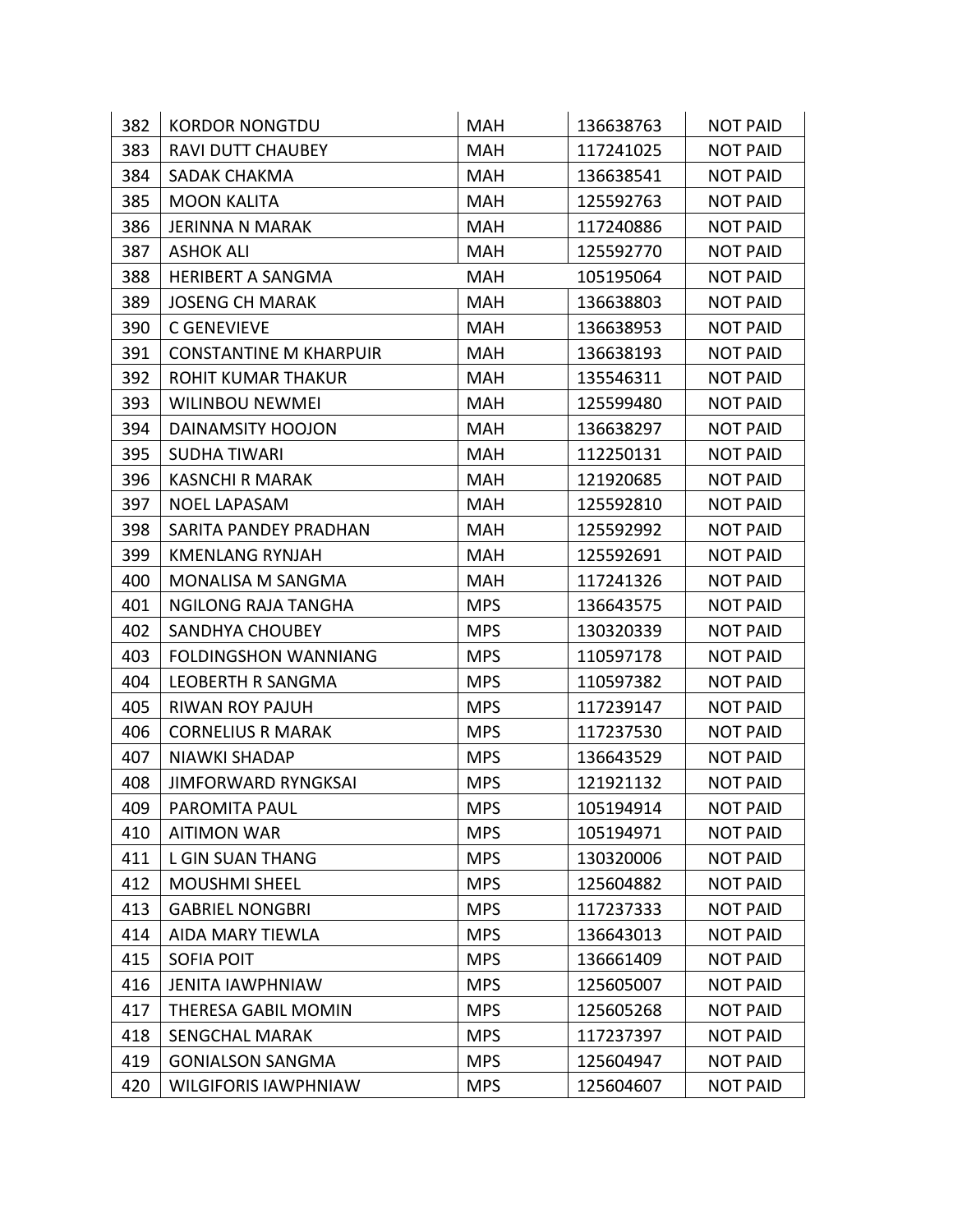| 382 | KORDOR NONGTDU | MAH | 136638763 | NOT PAID |
|---|---|---|---|---|
| 383 | RAVI DUTT CHAUBEY | MAH | 117241025 | NOT PAID |
| 384 | SADAK CHAKMA | MAH | 136638541 | NOT PAID |
| 385 | MOON KALITA | MAH | 125592763 | NOT PAID |
| 386 | JERINNA N MARAK | MAH | 117240886 | NOT PAID |
| 387 | ASHOK ALI | MAH | 125592770 | NOT PAID |
| 388 | HERIBERT A SANGMA | MAH | 105195064 | NOT PAID |
| 389 | JOSENG CH MARAK | MAH | 136638803 | NOT PAID |
| 390 | C GENEVIEVE | MAH | 136638953 | NOT PAID |
| 391 | CONSTANTINE M KHARPUIR | MAH | 136638193 | NOT PAID |
| 392 | ROHIT KUMAR THAKUR | MAH | 135546311 | NOT PAID |
| 393 | WILINBOU NEWMEI | MAH | 125599480 | NOT PAID |
| 394 | DAINAMSITY HOOJON | MAH | 136638297 | NOT PAID |
| 395 | SUDHA TIWARI | MAH | 112250131 | NOT PAID |
| 396 | KASNCHI R MARAK | MAH | 121920685 | NOT PAID |
| 397 | NOEL LAPASAM | MAH | 125592810 | NOT PAID |
| 398 | SARITA PANDEY PRADHAN | MAH | 125592992 | NOT PAID |
| 399 | KMENLANG RYNJAH | MAH | 125592691 | NOT PAID |
| 400 | MONALISA M SANGMA | MAH | 117241326 | NOT PAID |
| 401 | NGILONG RAJA TANGHA | MPS | 136643575 | NOT PAID |
| 402 | SANDHYA CHOUBEY | MPS | 130320339 | NOT PAID |
| 403 | FOLDINGSHON WANNIANG | MPS | 110597178 | NOT PAID |
| 404 | LEOBERTH R SANGMA | MPS | 110597382 | NOT PAID |
| 405 | RIWAN ROY PAJUH | MPS | 117239147 | NOT PAID |
| 406 | CORNELIUS R MARAK | MPS | 117237530 | NOT PAID |
| 407 | NIAWKI SHADAP | MPS | 136643529 | NOT PAID |
| 408 | JIMFORWARD RYNGKSAI | MPS | 121921132 | NOT PAID |
| 409 | PAROMITA PAUL | MPS | 105194914 | NOT PAID |
| 410 | AITIMON WAR | MPS | 105194971 | NOT PAID |
| 411 | L GIN SUAN THANG | MPS | 130320006 | NOT PAID |
| 412 | MOUSHMI SHEEL | MPS | 125604882 | NOT PAID |
| 413 | GABRIEL NONGBRI | MPS | 117237333 | NOT PAID |
| 414 | AIDA MARY TIEWLA | MPS | 136643013 | NOT PAID |
| 415 | SOFIA POIT | MPS | 136661409 | NOT PAID |
| 416 | JENITA IAWPHNIAW | MPS | 125605007 | NOT PAID |
| 417 | THERESA GABIL MOMIN | MPS | 125605268 | NOT PAID |
| 418 | SENGCHAL MARAK | MPS | 117237397 | NOT PAID |
| 419 | GONIALSON SANGMA | MPS | 125604947 | NOT PAID |
| 420 | WILGIFORIS IAWPHNIAW | MPS | 125604607 | NOT PAID |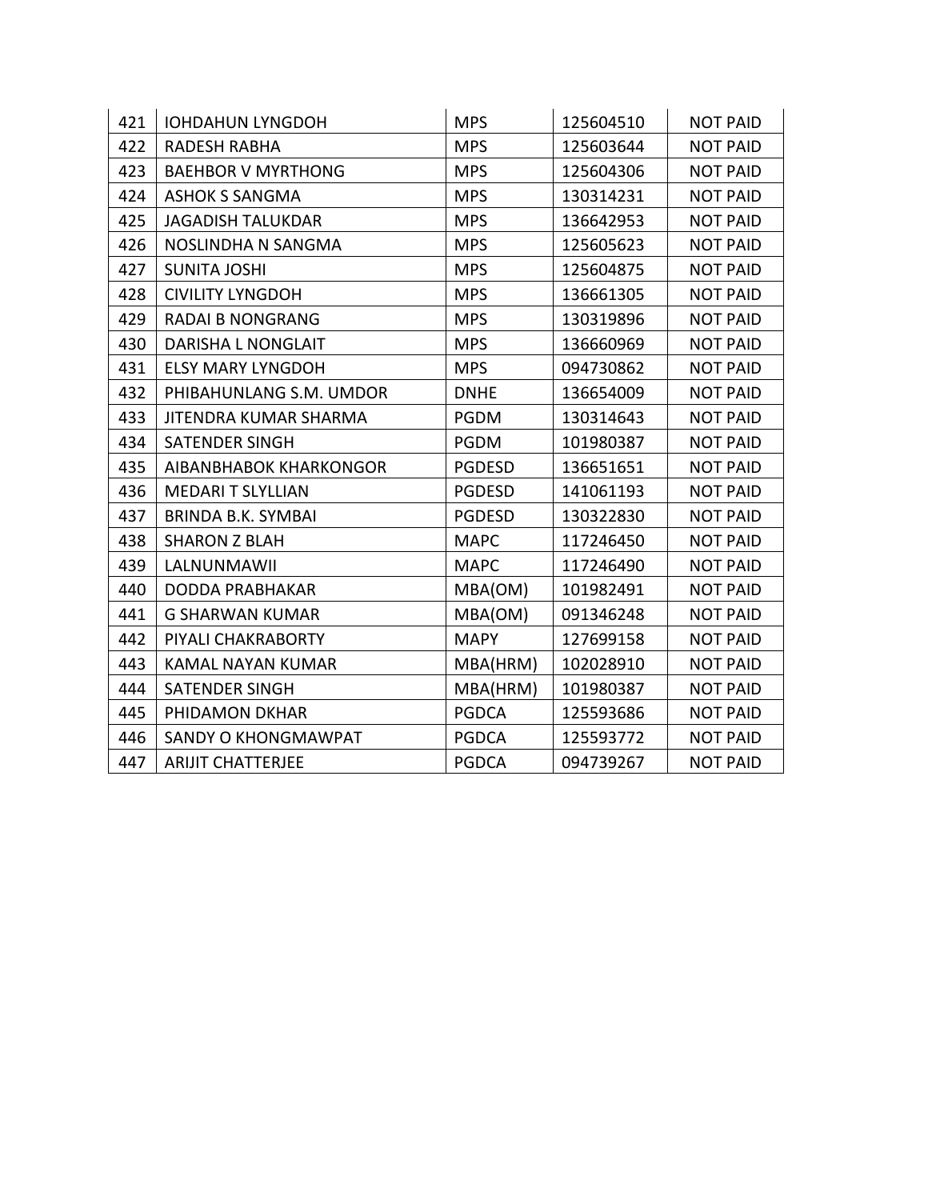| | | | | |
|---|---|---|---|---|
| 421 | IOHDAHUN LYNGDOH | MPS | 125604510 | NOT PAID |
| 422 | RADESH RABHA | MPS | 125603644 | NOT PAID |
| 423 | BAEHBOR V MYRTHONG | MPS | 125604306 | NOT PAID |
| 424 | ASHOK S SANGMA | MPS | 130314231 | NOT PAID |
| 425 | JAGADISH TALUKDAR | MPS | 136642953 | NOT PAID |
| 426 | NOSLINDHA N SANGMA | MPS | 125605623 | NOT PAID |
| 427 | SUNITA JOSHI | MPS | 125604875 | NOT PAID |
| 428 | CIVILITY LYNGDOH | MPS | 136661305 | NOT PAID |
| 429 | RADAI B NONGRANG | MPS | 130319896 | NOT PAID |
| 430 | DARISHA L NONGLAIT | MPS | 136660969 | NOT PAID |
| 431 | ELSY MARY LYNGDOH | MPS | 094730862 | NOT PAID |
| 432 | PHIBAHUNLANG S.M. UMDOR | DNHE | 136654009 | NOT PAID |
| 433 | JITENDRA KUMAR SHARMA | PGDM | 130314643 | NOT PAID |
| 434 | SATENDER SINGH | PGDM | 101980387 | NOT PAID |
| 435 | AIBANBHABOK KHARKONGOR | PGDESD | 136651651 | NOT PAID |
| 436 | MEDARI T SLYLLIAN | PGDESD | 141061193 | NOT PAID |
| 437 | BRINDA B.K. SYMBAI | PGDESD | 130322830 | NOT PAID |
| 438 | SHARON Z BLAH | MAPC | 117246450 | NOT PAID |
| 439 | LALNUNMAWII | MAPC | 117246490 | NOT PAID |
| 440 | DODDA PRABHAKAR | MBA(OM) | 101982491 | NOT PAID |
| 441 | G SHARWAN KUMAR | MBA(OM) | 091346248 | NOT PAID |
| 442 | PIYALI CHAKRABORTY | MAPY | 127699158 | NOT PAID |
| 443 | KAMAL NAYAN KUMAR | MBA(HRM) | 102028910 | NOT PAID |
| 444 | SATENDER SINGH | MBA(HRM) | 101980387 | NOT PAID |
| 445 | PHIDAMON DKHAR | PGDCA | 125593686 | NOT PAID |
| 446 | SANDY O KHONGMAWPAT | PGDCA | 125593772 | NOT PAID |
| 447 | ARIJIT CHATTERJEE | PGDCA | 094739267 | NOT PAID |